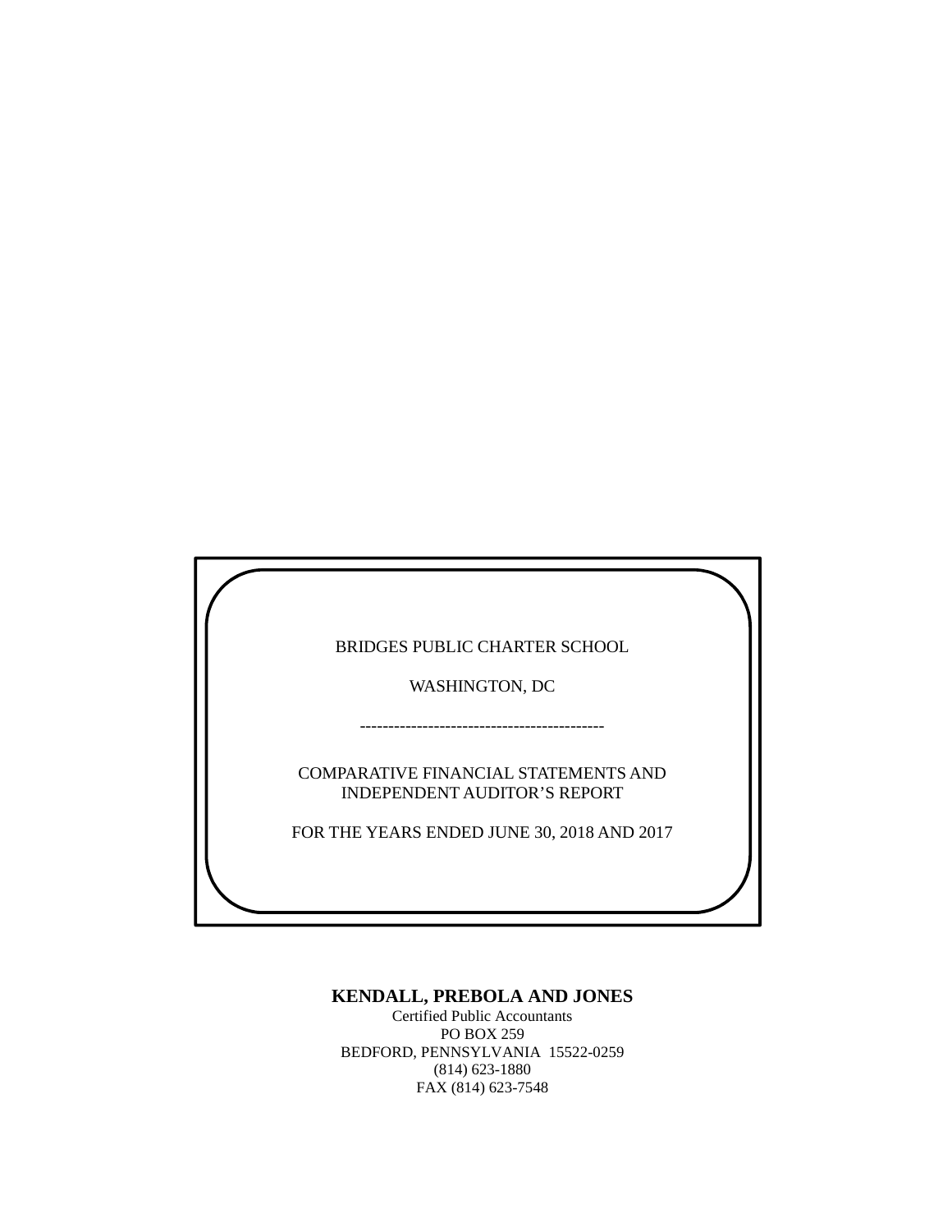BRIDGES PUBLIC CHARTER SCHOOL

WASHINGTON, DC

--------------------------------------------

COMPARATIVE FINANCIAL STATEMENTS AND INDEPENDENT AUDITOR'S REPORT

FOR THE YEARS ENDED JUNE 30, 2018 AND 2017

**KENDALL, PREBOLA AND JONES**

Certified Public Accountants
PO BOX 259
BEDFORD, PENNSYLVANIA 15522-0259
(814) 623-1880
FAX (814) 623-7548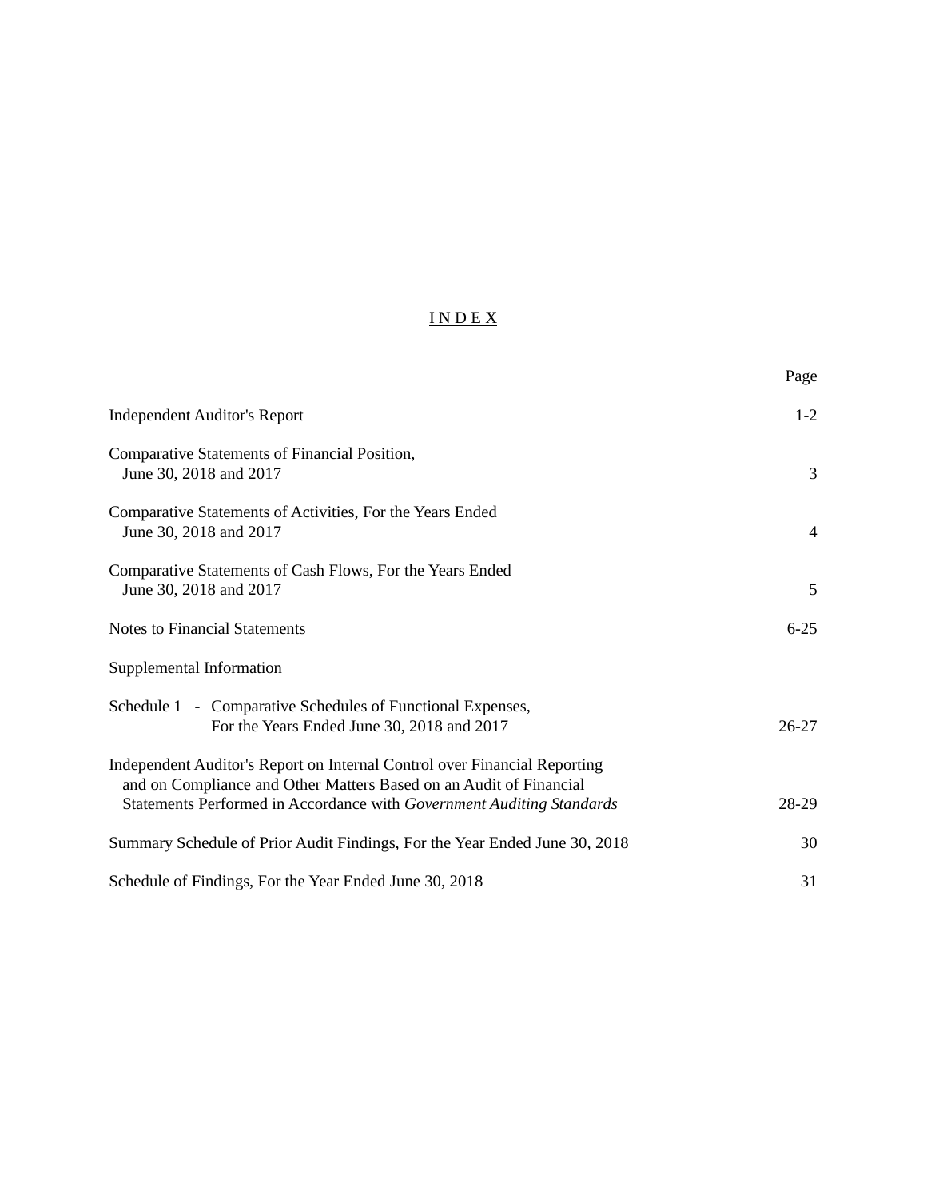# I N D E X

| | Page |
|---|---|
| Independent Auditor's Report | 1-2 |
| Comparative Statements of Financial Position, June 30, 2018 and 2017 | 3 |
| Comparative Statements of Activities, For the Years Ended June 30, 2018 and 2017 | 4 |
| Comparative Statements of Cash Flows, For the Years Ended June 30, 2018 and 2017 | 5 |
| Notes to Financial Statements | 6-25 |
| Supplemental Information | |
| Schedule 1 - Comparative Schedules of Functional Expenses, For the Years Ended June 30, 2018 and 2017 | 26-27 |
| Independent Auditor's Report on Internal Control over Financial Reporting and on Compliance and Other Matters Based on an Audit of Financial Statements Performed in Accordance with *Government Auditing Standards* | 28-29 |
| Summary Schedule of Prior Audit Findings, For the Year Ended June 30, 2018 | 30 |
| Schedule of Findings, For the Year Ended June 30, 2018 | 31 |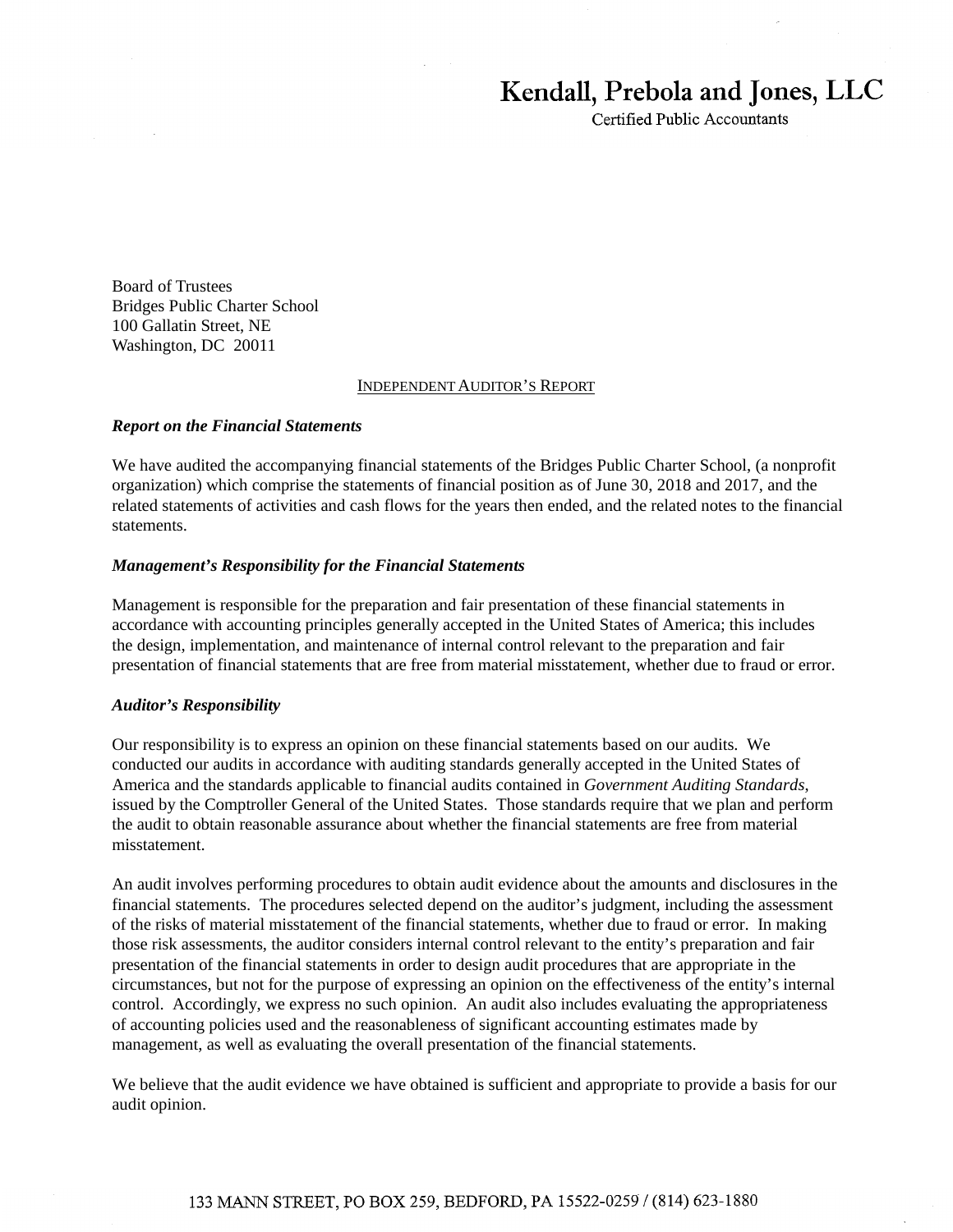# Kendall, Prebola and Jones, LLC

Certified Public Accountants

Board of Trustees
Bridges Public Charter School
100 Gallatin Street, NE
Washington, DC 20011

## INDEPENDENT AUDITOR'S REPORT

***Report on the Financial Statements***

We have audited the accompanying financial statements of the Bridges Public Charter School, (a nonprofit organization) which comprise the statements of financial position as of June 30, 2018 and 2017, and the related statements of activities and cash flows for the years then ended, and the related notes to the financial statements.

***Management's Responsibility for the Financial Statements***

Management is responsible for the preparation and fair presentation of these financial statements in accordance with accounting principles generally accepted in the United States of America; this includes the design, implementation, and maintenance of internal control relevant to the preparation and fair presentation of financial statements that are free from material misstatement, whether due to fraud or error.

***Auditor's Responsibility***

Our responsibility is to express an opinion on these financial statements based on our audits. We conducted our audits in accordance with auditing standards generally accepted in the United States of America and the standards applicable to financial audits contained in *Government Auditing Standards*, issued by the Comptroller General of the United States. Those standards require that we plan and perform the audit to obtain reasonable assurance about whether the financial statements are free from material misstatement.

An audit involves performing procedures to obtain audit evidence about the amounts and disclosures in the financial statements. The procedures selected depend on the auditor's judgment, including the assessment of the risks of material misstatement of the financial statements, whether due to fraud or error. In making those risk assessments, the auditor considers internal control relevant to the entity's preparation and fair presentation of the financial statements in order to design audit procedures that are appropriate in the circumstances, but not for the purpose of expressing an opinion on the effectiveness of the entity's internal control. Accordingly, we express no such opinion. An audit also includes evaluating the appropriateness of accounting policies used and the reasonableness of significant accounting estimates made by management, as well as evaluating the overall presentation of the financial statements.

We believe that the audit evidence we have obtained is sufficient and appropriate to provide a basis for our audit opinion.

133 MANN STREET, PO BOX 259, BEDFORD, PA 15522-0259 / (814) 623-1880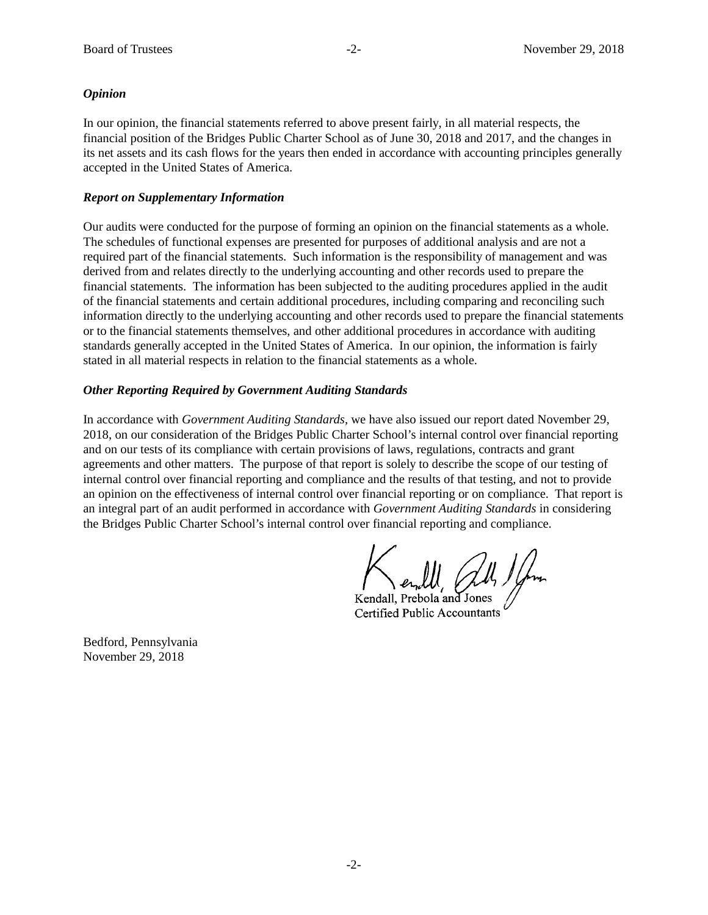### *Opinion*

In our opinion, the financial statements referred to above present fairly, in all material respects, the financial position of the Bridges Public Charter School as of June 30, 2018 and 2017, and the changes in its net assets and its cash flows for the years then ended in accordance with accounting principles generally accepted in the United States of America.

### *Report on Supplementary Information*

Our audits were conducted for the purpose of forming an opinion on the financial statements as a whole. The schedules of functional expenses are presented for purposes of additional analysis and are not a required part of the financial statements. Such information is the responsibility of management and was derived from and relates directly to the underlying accounting and other records used to prepare the financial statements. The information has been subjected to the auditing procedures applied in the audit of the financial statements and certain additional procedures, including comparing and reconciling such information directly to the underlying accounting and other records used to prepare the financial statements or to the financial statements themselves, and other additional procedures in accordance with auditing standards generally accepted in the United States of America. In our opinion, the information is fairly stated in all material respects in relation to the financial statements as a whole.

### *Other Reporting Required by Government Auditing Standards*

In accordance with *Government Auditing Standards*, we have also issued our report dated November 29, 2018, on our consideration of the Bridges Public Charter School's internal control over financial reporting and on our tests of its compliance with certain provisions of laws, regulations, contracts and grant agreements and other matters. The purpose of that report is solely to describe the scope of our testing of internal control over financial reporting and compliance and the results of that testing, and not to provide an opinion on the effectiveness of internal control over financial reporting or on compliance. That report is an integral part of an audit performed in accordance with *Government Auditing Standards* in considering the Bridges Public Charter School's internal control over financial reporting and compliance.

Kendall, Prebola and Jones
Certified Public Accountants

Bedford, Pennsylvania
November 29, 2018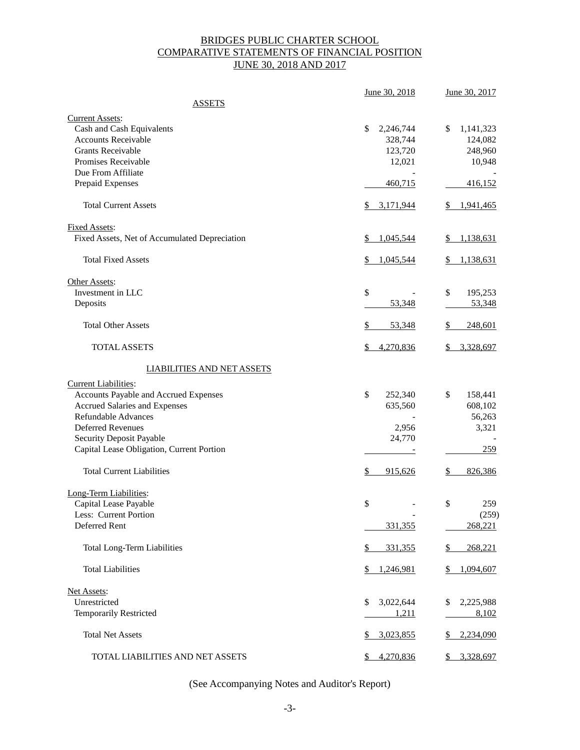# BRIDGES PUBLIC CHARTER SCHOOL
## COMPARATIVE STATEMENTS OF FINANCIAL POSITION
## JUNE 30, 2018 AND 2017

| | June 30, 2018 | June 30, 2017 |
|---|---|---|
| **ASSETS** | | |
| Current Assets: | | |
| Cash and Cash Equivalents | $ 2,246,744 | $ 1,141,323 |
| Accounts Receivable | 328,744 | 124,082 |
| Grants Receivable | 123,720 | 248,960 |
| Promises Receivable | 12,021 | 10,948 |
| Due From Affiliate | - | - |
| Prepaid Expenses | 460,715 | 416,152 |
| Total Current Assets | $ 3,171,944 | $ 1,941,465 |
| Fixed Assets: | | |
| Fixed Assets, Net of Accumulated Depreciation | $ 1,045,544 | $ 1,138,631 |
| Total Fixed Assets | $ 1,045,544 | $ 1,138,631 |
| Other Assets: | | |
| Investment in LLC | $ - | $ 195,253 |
| Deposits | 53,348 | 53,348 |
| Total Other Assets | $ 53,348 | $ 248,601 |
| TOTAL ASSETS | $ 4,270,836 | $ 3,328,697 |
| **LIABILITIES AND NET ASSETS** | | |
| Current Liabilities: | | |
| Accounts Payable and Accrued Expenses | $ 252,340 | $ 158,441 |
| Accrued Salaries and Expenses | 635,560 | 608,102 |
| Refundable Advances | - | 56,263 |
| Deferred Revenues | 2,956 | 3,321 |
| Security Deposit Payable | 24,770 | - |
| Capital Lease Obligation, Current Portion | - | 259 |
| Total Current Liabilities | $ 915,626 | $ 826,386 |
| Long-Term Liabilities: | | |
| Capital Lease Payable | $ - | $ 259 |
| Less: Current Portion | - | (259) |
| Deferred Rent | 331,355 | 268,221 |
| Total Long-Term Liabilities | $ 331,355 | $ 268,221 |
| Total Liabilities | $ 1,246,981 | $ 1,094,607 |
| Net Assets: | | |
| Unrestricted | $ 3,022,644 | $ 2,225,988 |
| Temporarily Restricted | 1,211 | 8,102 |
| Total Net Assets | $ 3,023,855 | $ 2,234,090 |
| TOTAL LIABILITIES AND NET ASSETS | $ 4,270,836 | $ 3,328,697 |

(See Accompanying Notes and Auditor's Report)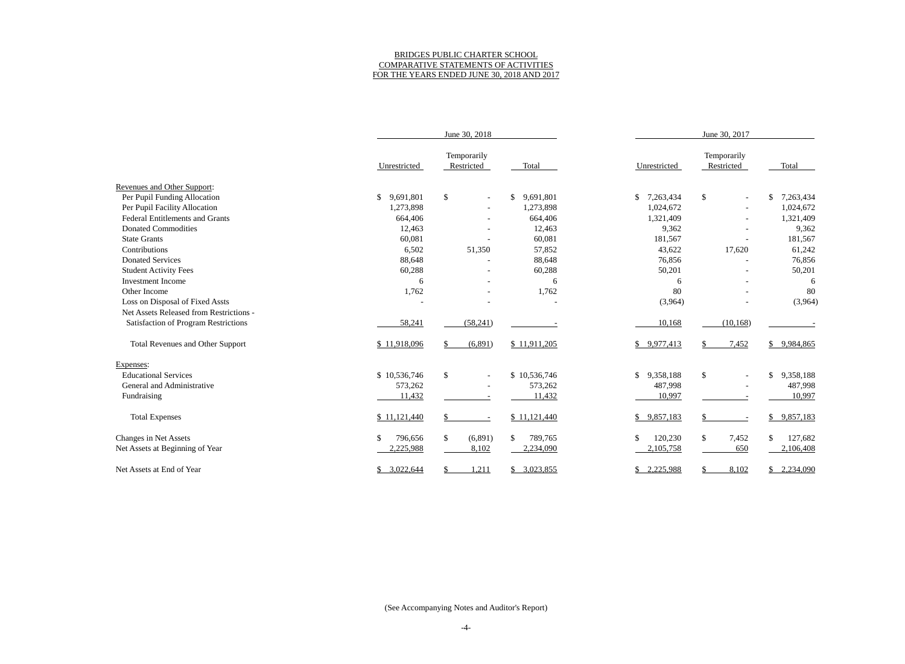BRIDGES PUBLIC CHARTER SCHOOL
COMPARATIVE STATEMENTS OF ACTIVITIES
FOR THE YEARS ENDED JUNE 30, 2018 AND 2017

| | June 30, 2018 | | | June 30, 2017 | | |
|---|---|---|---|---|---|---|
| | Unrestricted | Temporarily Restricted | Total | Unrestricted | Temporarily Restricted | Total |
| Revenues and Other Support: | | | | | | |
| Per Pupil Funding Allocation | $ 9,691,801 | $ - | $ 9,691,801 | $ 7,263,434 | $ - | $ 7,263,434 |
| Per Pupil Facility Allocation | 1,273,898 | - | 1,273,898 | 1,024,672 | - | 1,024,672 |
| Federal Entitlements and Grants | 664,406 | - | 664,406 | 1,321,409 | - | 1,321,409 |
| Donated Commodities | 12,463 | - | 12,463 | 9,362 | - | 9,362 |
| State Grants | 60,081 | - | 60,081 | 181,567 | - | 181,567 |
| Contributions | 6,502 | 51,350 | 57,852 | 43,622 | 17,620 | 61,242 |
| Donated Services | 88,648 | - | 88,648 | 76,856 | - | 76,856 |
| Student Activity Fees | 60,288 | - | 60,288 | 50,201 | - | 50,201 |
| Investment Income | 6 | - | 6 | 6 | - | 6 |
| Other Income | 1,762 | - | 1,762 | 80 | - | 80 |
| Loss on Disposal of Fixed Assts | - | - | - | (3,964) | - | (3,964) |
| Net Assets Released from Restrictions - Satisfaction of Program Restrictions | 58,241 | (58,241) | - | 10,168 | (10,168) | - |
| Total Revenues and Other Support | $ 11,918,096 | $ (6,891) | $ 11,911,205 | $ 9,977,413 | $ 7,452 | $ 9,984,865 |
| Expenses: | | | | | | |
| Educational Services | $ 10,536,746 | $ - | $ 10,536,746 | $ 9,358,188 | $ - | $ 9,358,188 |
| General and Administrative | 573,262 | - | 573,262 | 487,998 | - | 487,998 |
| Fundraising | 11,432 | - | 11,432 | 10,997 | - | 10,997 |
| Total Expenses | $ 11,121,440 | $ - | $ 11,121,440 | $ 9,857,183 | $ - | $ 9,857,183 |
| Changes in Net Assets | $ 796,656 | $ (6,891) | $ 789,765 | $ 120,230 | $ 7,452 | $ 127,682 |
| Net Assets at Beginning of Year | 2,225,988 | 8,102 | 2,234,090 | 2,105,758 | 650 | 2,106,408 |
| Net Assets at End of Year | $ 3,022,644 | $ 1,211 | $ 3,023,855 | $ 2,225,988 | $ 8,102 | $ 2,234,090 |

(See Accompanying Notes and Auditor's Report)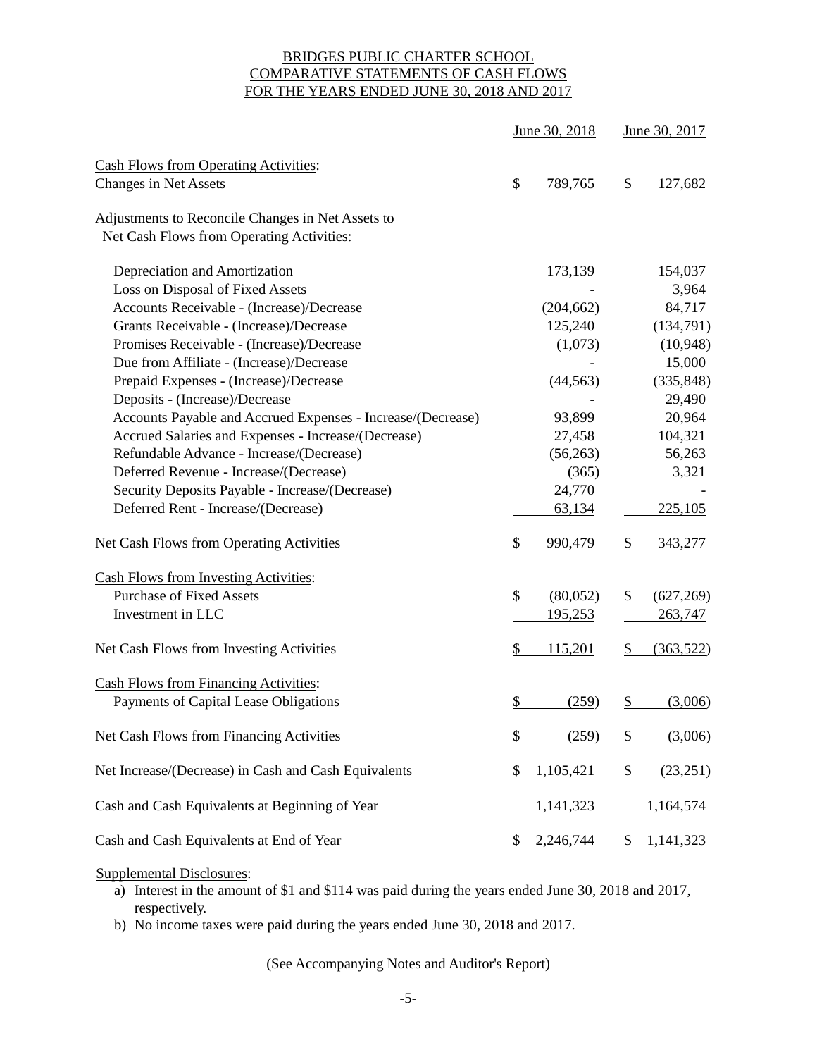# BRIDGES PUBLIC CHARTER SCHOOL
## COMPARATIVE STATEMENTS OF CASH FLOWS
## FOR THE YEARS ENDED JUNE 30, 2018 AND 2017

| | June 30, 2018 | June 30, 2017 |
|---|---|---|
| Cash Flows from Operating Activities: | | |
| Changes in Net Assets | $ 789,765 | $ 127,682 |
| Adjustments to Reconcile Changes in Net Assets to Net Cash Flows from Operating Activities: | | |
| Depreciation and Amortization | 173,139 | 154,037 |
| Loss on Disposal of Fixed Assets | - | 3,964 |
| Accounts Receivable - (Increase)/Decrease | (204,662) | 84,717 |
| Grants Receivable - (Increase)/Decrease | 125,240 | (134,791) |
| Promises Receivable - (Increase)/Decrease | (1,073) | (10,948) |
| Due from Affiliate - (Increase)/Decrease | - | 15,000 |
| Prepaid Expenses - (Increase)/Decrease | (44,563) | (335,848) |
| Deposits - (Increase)/Decrease | - | 29,490 |
| Accounts Payable and Accrued Expenses - Increase/(Decrease) | 93,899 | 20,964 |
| Accrued Salaries and Expenses - Increase/(Decrease) | 27,458 | 104,321 |
| Refundable Advance - Increase/(Decrease) | (56,263) | 56,263 |
| Deferred Revenue - Increase/(Decrease) | (365) | 3,321 |
| Security Deposits Payable - Increase/(Decrease) | 24,770 | - |
| Deferred Rent - Increase/(Decrease) | 63,134 | 225,105 |
| Net Cash Flows from Operating Activities | $ 990,479 | $ 343,277 |
| Cash Flows from Investing Activities: | | |
| Purchase of Fixed Assets | $ (80,052) | $ (627,269) |
| Investment in LLC | 195,253 | 263,747 |
| Net Cash Flows from Investing Activities | $ 115,201 | $ (363,522) |
| Cash Flows from Financing Activities: | | |
| Payments of Capital Lease Obligations | $ (259) | $ (3,006) |
| Net Cash Flows from Financing Activities | $ (259) | $ (3,006) |
| Net Increase/(Decrease) in Cash and Cash Equivalents | $ 1,105,421 | $ (23,251) |
| Cash and Cash Equivalents at Beginning of Year | 1,141,323 | 1,164,574 |
| Cash and Cash Equivalents at End of Year | $ 2,246,744 | $ 1,141,323 |

Supplemental Disclosures:

a) Interest in the amount of $1 and $114 was paid during the years ended June 30, 2018 and 2017, respectively.

b) No income taxes were paid during the years ended June 30, 2018 and 2017.

(See Accompanying Notes and Auditor's Report)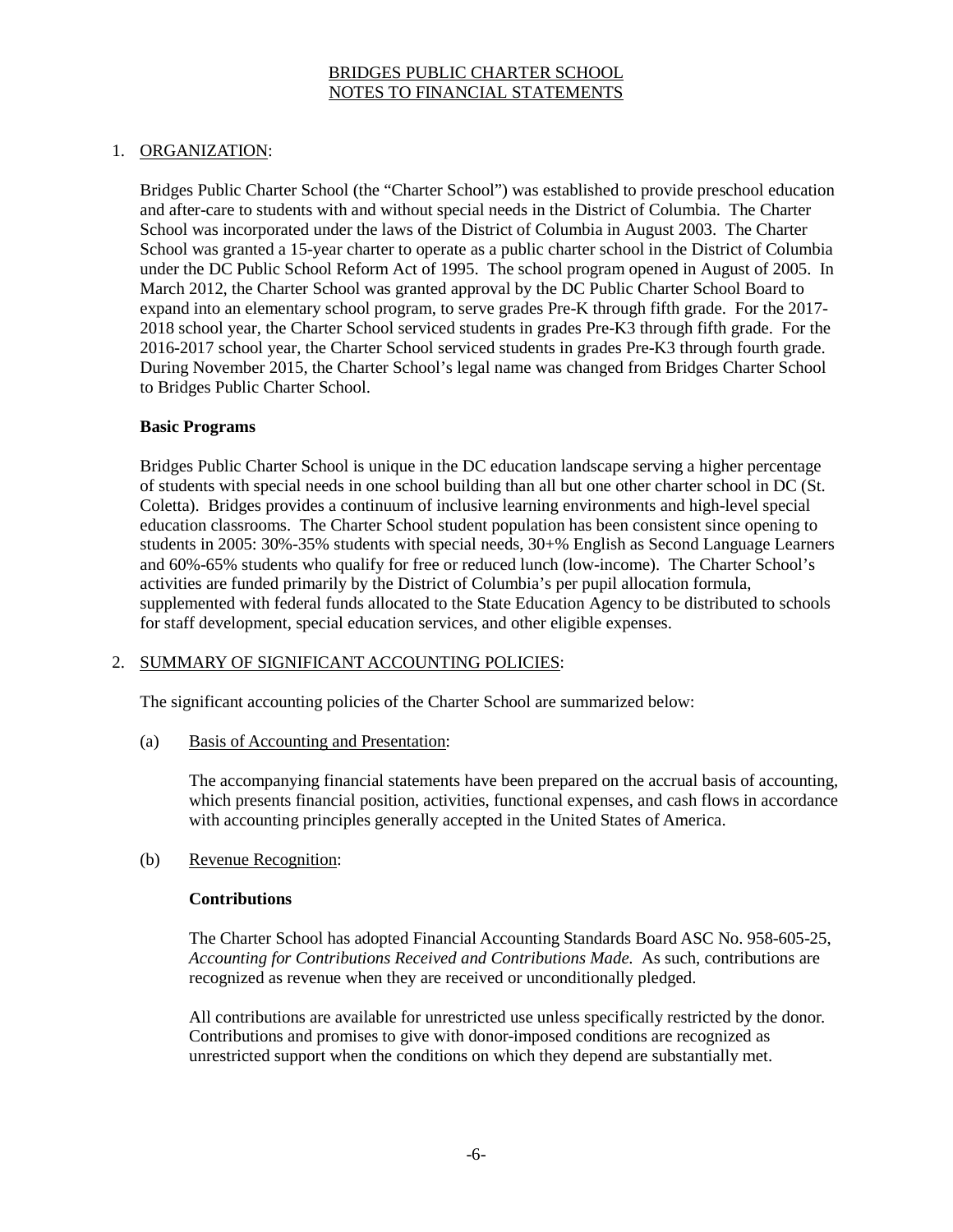# BRIDGES PUBLIC CHARTER SCHOOL
## NOTES TO FINANCIAL STATEMENTS

1. ORGANIZATION:

Bridges Public Charter School (the "Charter School") was established to provide preschool education and after-care to students with and without special needs in the District of Columbia. The Charter School was incorporated under the laws of the District of Columbia in August 2003. The Charter School was granted a 15-year charter to operate as a public charter school in the District of Columbia under the DC Public School Reform Act of 1995. The school program opened in August of 2005. In March 2012, the Charter School was granted approval by the DC Public Charter School Board to expand into an elementary school program, to serve grades Pre-K through fifth grade. For the 2017-2018 school year, the Charter School serviced students in grades Pre-K3 through fifth grade. For the 2016-2017 school year, the Charter School serviced students in grades Pre-K3 through fourth grade. During November 2015, the Charter School's legal name was changed from Bridges Charter School to Bridges Public Charter School.

**Basic Programs**

Bridges Public Charter School is unique in the DC education landscape serving a higher percentage of students with special needs in one school building than all but one other charter school in DC (St. Coletta). Bridges provides a continuum of inclusive learning environments and high-level special education classrooms. The Charter School student population has been consistent since opening to students in 2005: 30%-35% students with special needs, 30+% English as Second Language Learners and 60%-65% students who qualify for free or reduced lunch (low-income). The Charter School's activities are funded primarily by the District of Columbia's per pupil allocation formula, supplemented with federal funds allocated to the State Education Agency to be distributed to schools for staff development, special education services, and other eligible expenses.

2. SUMMARY OF SIGNIFICANT ACCOUNTING POLICIES:

The significant accounting policies of the Charter School are summarized below:

(a) Basis of Accounting and Presentation:

The accompanying financial statements have been prepared on the accrual basis of accounting, which presents financial position, activities, functional expenses, and cash flows in accordance with accounting principles generally accepted in the United States of America.

(b) Revenue Recognition:

**Contributions**

The Charter School has adopted Financial Accounting Standards Board ASC No. 958-605-25, *Accounting for Contributions Received and Contributions Made.* As such, contributions are recognized as revenue when they are received or unconditionally pledged.

All contributions are available for unrestricted use unless specifically restricted by the donor. Contributions and promises to give with donor-imposed conditions are recognized as unrestricted support when the conditions on which they depend are substantially met.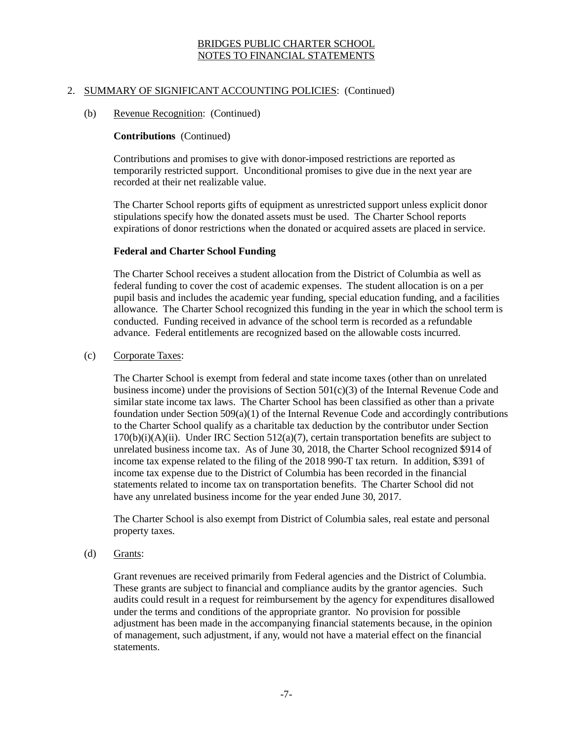BRIDGES PUBLIC CHARTER SCHOOL
NOTES TO FINANCIAL STATEMENTS

2. SUMMARY OF SIGNIFICANT ACCOUNTING POLICIES: (Continued)

   (b) Revenue Recognition: (Continued)

   **Contributions** (Continued)

   Contributions and promises to give with donor-imposed restrictions are reported as temporarily restricted support. Unconditional promises to give due in the next year are recorded at their net realizable value.

   The Charter School reports gifts of equipment as unrestricted support unless explicit donor stipulations specify how the donated assets must be used. The Charter School reports expirations of donor restrictions when the donated or acquired assets are placed in service.

   **Federal and Charter School Funding**

   The Charter School receives a student allocation from the District of Columbia as well as federal funding to cover the cost of academic expenses. The student allocation is on a per pupil basis and includes the academic year funding, special education funding, and a facilities allowance. The Charter School recognized this funding in the year in which the school term is conducted. Funding received in advance of the school term is recorded as a refundable advance. Federal entitlements are recognized based on the allowable costs incurred.

   (c) Corporate Taxes:

   The Charter School is exempt from federal and state income taxes (other than on unrelated business income) under the provisions of Section 501(c)(3) of the Internal Revenue Code and similar state income tax laws. The Charter School has been classified as other than a private foundation under Section 509(a)(1) of the Internal Revenue Code and accordingly contributions to the Charter School qualify as a charitable tax deduction by the contributor under Section 170(b)(i)(A)(ii). Under IRC Section 512(a)(7), certain transportation benefits are subject to unrelated business income tax. As of June 30, 2018, the Charter School recognized $914 of income tax expense related to the filing of the 2018 990-T tax return. In addition, $391 of income tax expense due to the District of Columbia has been recorded in the financial statements related to income tax on transportation benefits. The Charter School did not have any unrelated business income for the year ended June 30, 2017.

   The Charter School is also exempt from District of Columbia sales, real estate and personal property taxes.

   (d) Grants:

   Grant revenues are received primarily from Federal agencies and the District of Columbia. These grants are subject to financial and compliance audits by the grantor agencies. Such audits could result in a request for reimbursement by the agency for expenditures disallowed under the terms and conditions of the appropriate grantor. No provision for possible adjustment has been made in the accompanying financial statements because, in the opinion of management, such adjustment, if any, would not have a material effect on the financial statements.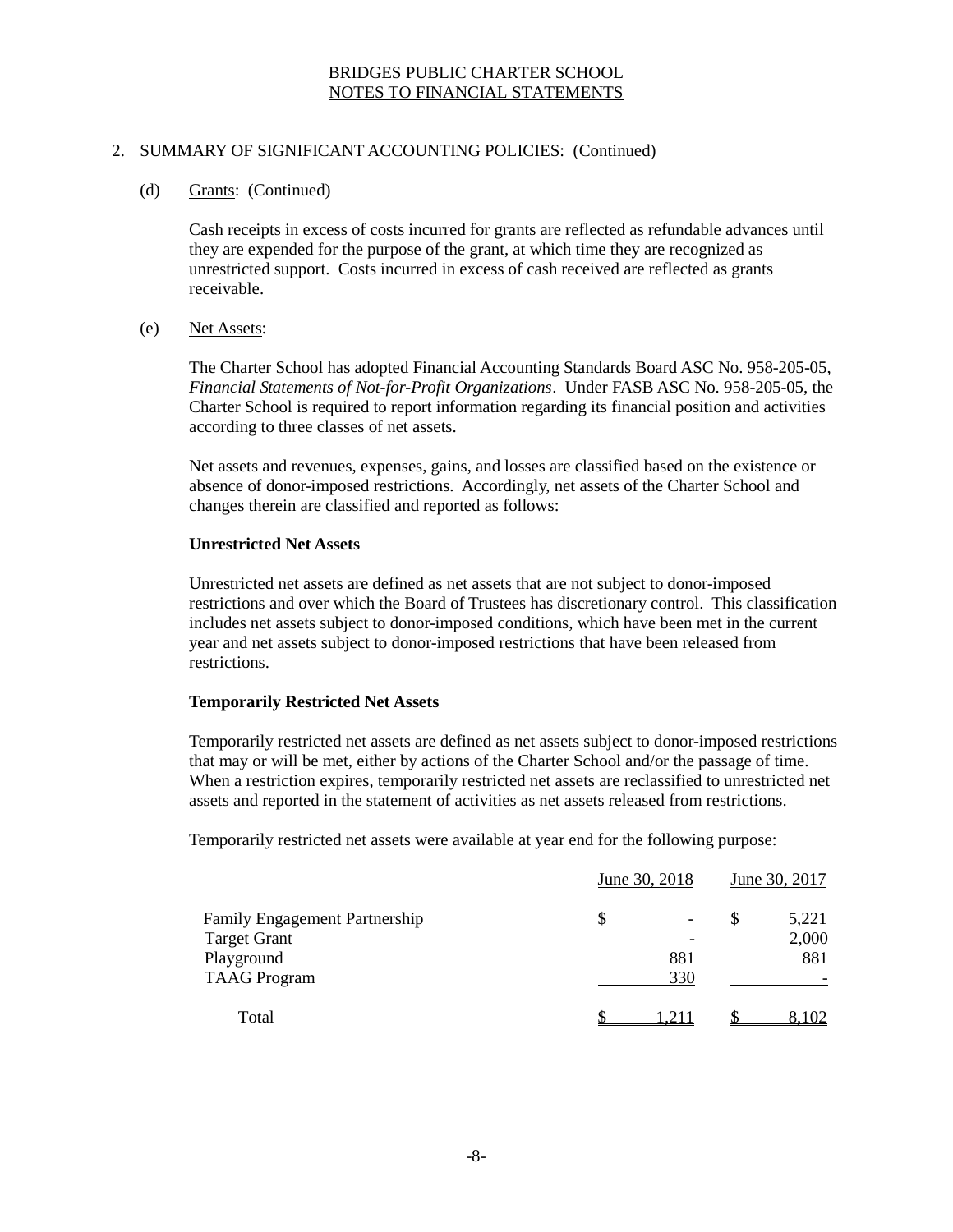BRIDGES PUBLIC CHARTER SCHOOL
NOTES TO FINANCIAL STATEMENTS

2. SUMMARY OF SIGNIFICANT ACCOUNTING POLICIES: (Continued)

(d) Grants: (Continued)

Cash receipts in excess of costs incurred for grants are reflected as refundable advances until they are expended for the purpose of the grant, at which time they are recognized as unrestricted support. Costs incurred in excess of cash received are reflected as grants receivable.

(e) Net Assets:

The Charter School has adopted Financial Accounting Standards Board ASC No. 958-205-05, *Financial Statements of Not-for-Profit Organizations*. Under FASB ASC No. 958-205-05, the Charter School is required to report information regarding its financial position and activities according to three classes of net assets.

Net assets and revenues, expenses, gains, and losses are classified based on the existence or absence of donor-imposed restrictions. Accordingly, net assets of the Charter School and changes therein are classified and reported as follows:

**Unrestricted Net Assets**

Unrestricted net assets are defined as net assets that are not subject to donor-imposed restrictions and over which the Board of Trustees has discretionary control. This classification includes net assets subject to donor-imposed conditions, which have been met in the current year and net assets subject to donor-imposed restrictions that have been released from restrictions.

**Temporarily Restricted Net Assets**

Temporarily restricted net assets are defined as net assets subject to donor-imposed restrictions that may or will be met, either by actions of the Charter School and/or the passage of time. When a restriction expires, temporarily restricted net assets are reclassified to unrestricted net assets and reported in the statement of activities as net assets released from restrictions.

Temporarily restricted net assets were available at year end for the following purpose:

| | June 30, 2018 | June 30, 2017 |
|---|---|---|
| Family Engagement Partnership | $ - | $ 5,221 |
| Target Grant | - | 2,000 |
| Playground | 881 | 881 |
| TAAG Program | 330 | - |
| Total | $ 1,211 | $ 8,102 |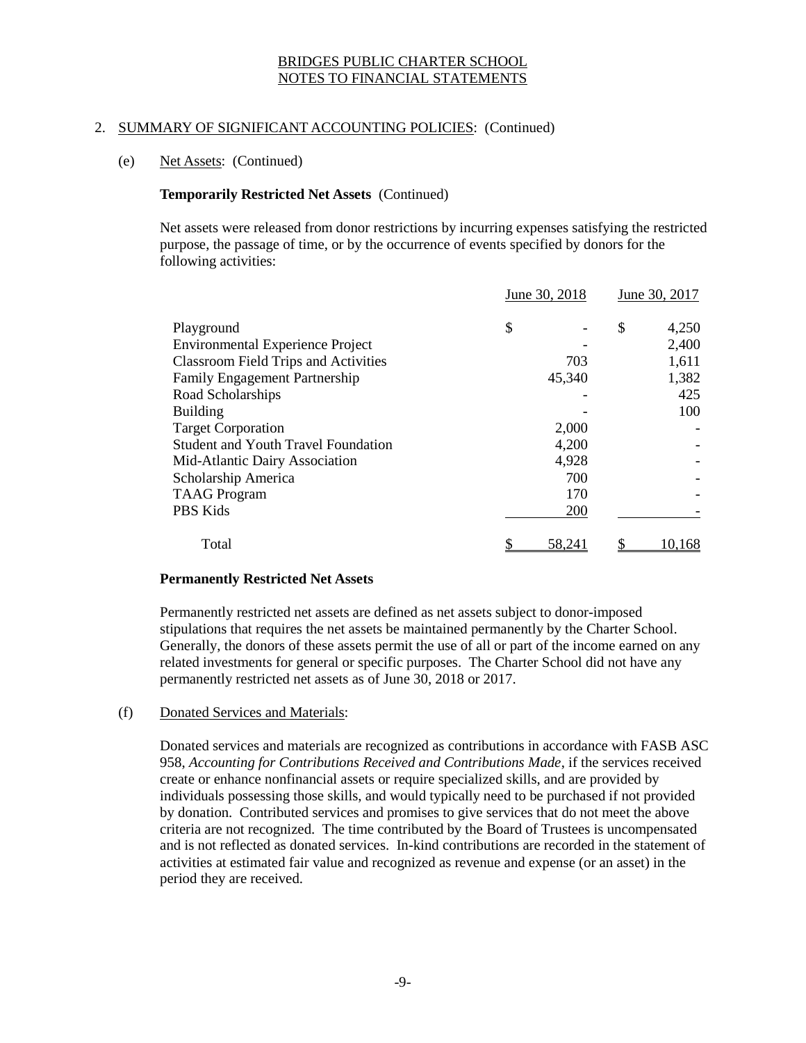BRIDGES PUBLIC CHARTER SCHOOL
NOTES TO FINANCIAL STATEMENTS

## 2. SUMMARY OF SIGNIFICANT ACCOUNTING POLICIES: (Continued)

### (e) Net Assets: (Continued)

**Temporarily Restricted Net Assets** (Continued)

Net assets were released from donor restrictions by incurring expenses satisfying the restricted purpose, the passage of time, or by the occurrence of events specified by donors for the following activities:

| | June 30, 2018 | June 30, 2017 |
|---|---|---|
| Playground | $ - | $ 4,250 |
| Environmental Experience Project | - | 2,400 |
| Classroom Field Trips and Activities | 703 | 1,611 |
| Family Engagement Partnership | 45,340 | 1,382 |
| Road Scholarships | - | 425 |
| Building | - | 100 |
| Target Corporation | 2,000 | - |
| Student and Youth Travel Foundation | 4,200 | - |
| Mid-Atlantic Dairy Association | 4,928 | - |
| Scholarship America | 700 | - |
| TAAG Program | 170 | - |
| PBS Kids | 200 | - |
| Total | $ 58,241 | $ 10,168 |

**Permanently Restricted Net Assets**

Permanently restricted net assets are defined as net assets subject to donor-imposed stipulations that requires the net assets be maintained permanently by the Charter School. Generally, the donors of these assets permit the use of all or part of the income earned on any related investments for general or specific purposes. The Charter School did not have any permanently restricted net assets as of June 30, 2018 or 2017.

### (f) Donated Services and Materials:

Donated services and materials are recognized as contributions in accordance with FASB ASC 958, *Accounting for Contributions Received and Contributions Made*, if the services received create or enhance nonfinancial assets or require specialized skills, and are provided by individuals possessing those skills, and would typically need to be purchased if not provided by donation. Contributed services and promises to give services that do not meet the above criteria are not recognized. The time contributed by the Board of Trustees is uncompensated and is not reflected as donated services. In-kind contributions are recorded in the statement of activities at estimated fair value and recognized as revenue and expense (or an asset) in the period they are received.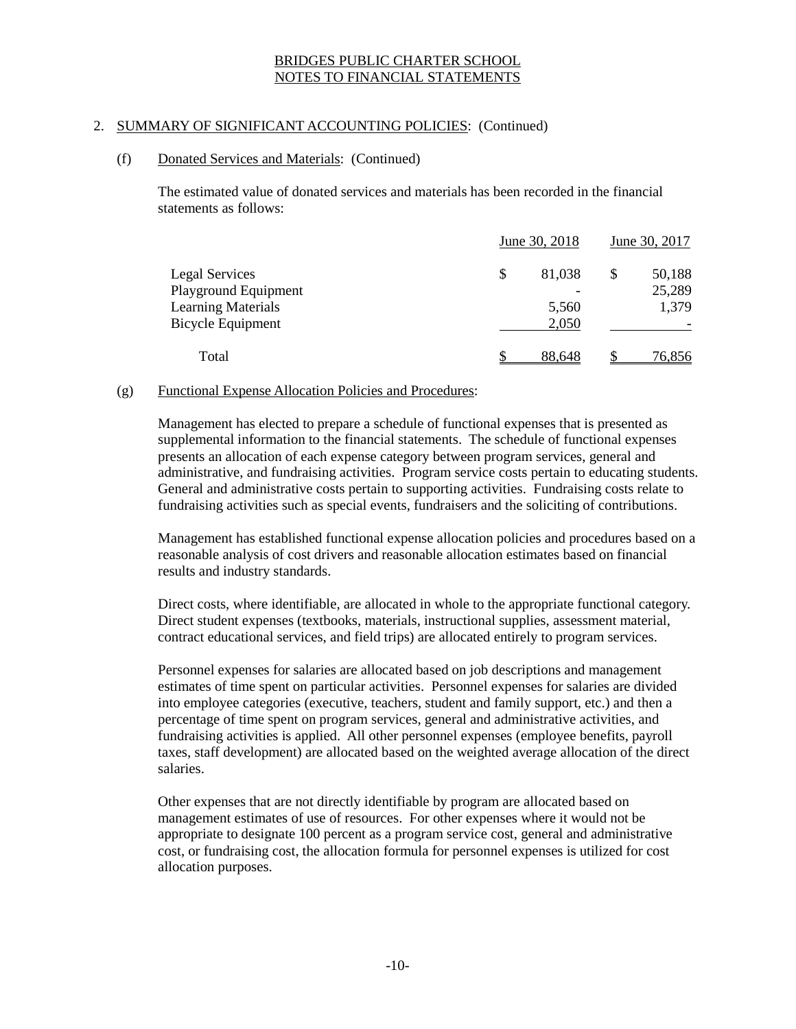BRIDGES PUBLIC CHARTER SCHOOL
NOTES TO FINANCIAL STATEMENTS

## 2. SUMMARY OF SIGNIFICANT ACCOUNTING POLICIES: (Continued)

### (f) Donated Services and Materials: (Continued)

The estimated value of donated services and materials has been recorded in the financial statements as follows:

| | June 30, 2018 | June 30, 2017 |
|---|---|---|
| Legal Services | $ 81,038 | $ 50,188 |
| Playground Equipment | - | 25,289 |
| Learning Materials | 5,560 | 1,379 |
| Bicycle Equipment | 2,050 | - |
| Total | $ 88,648 | $ 76,856 |

### (g) Functional Expense Allocation Policies and Procedures:

Management has elected to prepare a schedule of functional expenses that is presented as supplemental information to the financial statements. The schedule of functional expenses presents an allocation of each expense category between program services, general and administrative, and fundraising activities. Program service costs pertain to educating students. General and administrative costs pertain to supporting activities. Fundraising costs relate to fundraising activities such as special events, fundraisers and the soliciting of contributions.

Management has established functional expense allocation policies and procedures based on a reasonable analysis of cost drivers and reasonable allocation estimates based on financial results and industry standards.

Direct costs, where identifiable, are allocated in whole to the appropriate functional category. Direct student expenses (textbooks, materials, instructional supplies, assessment material, contract educational services, and field trips) are allocated entirely to program services.

Personnel expenses for salaries are allocated based on job descriptions and management estimates of time spent on particular activities. Personnel expenses for salaries are divided into employee categories (executive, teachers, student and family support, etc.) and then a percentage of time spent on program services, general and administrative activities, and fundraising activities is applied. All other personnel expenses (employee benefits, payroll taxes, staff development) are allocated based on the weighted average allocation of the direct salaries.

Other expenses that are not directly identifiable by program are allocated based on management estimates of use of resources. For other expenses where it would not be appropriate to designate 100 percent as a program service cost, general and administrative cost, or fundraising cost, the allocation formula for personnel expenses is utilized for cost allocation purposes.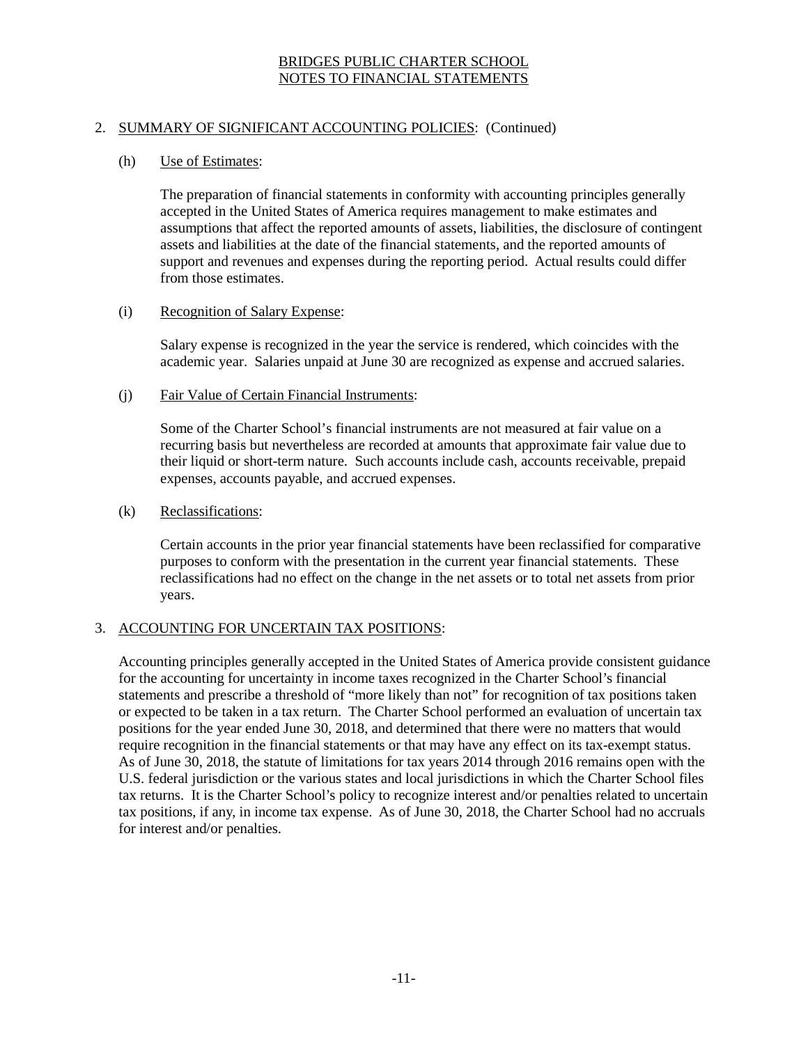BRIDGES PUBLIC CHARTER SCHOOL
NOTES TO FINANCIAL STATEMENTS

## 2. SUMMARY OF SIGNIFICANT ACCOUNTING POLICIES: (Continued)

### (h) Use of Estimates:

The preparation of financial statements in conformity with accounting principles generally accepted in the United States of America requires management to make estimates and assumptions that affect the reported amounts of assets, liabilities, the disclosure of contingent assets and liabilities at the date of the financial statements, and the reported amounts of support and revenues and expenses during the reporting period. Actual results could differ from those estimates.

### (i) Recognition of Salary Expense:

Salary expense is recognized in the year the service is rendered, which coincides with the academic year. Salaries unpaid at June 30 are recognized as expense and accrued salaries.

### (j) Fair Value of Certain Financial Instruments:

Some of the Charter School's financial instruments are not measured at fair value on a recurring basis but nevertheless are recorded at amounts that approximate fair value due to their liquid or short-term nature. Such accounts include cash, accounts receivable, prepaid expenses, accounts payable, and accrued expenses.

### (k) Reclassifications:

Certain accounts in the prior year financial statements have been reclassified for comparative purposes to conform with the presentation in the current year financial statements. These reclassifications had no effect on the change in the net assets or to total net assets from prior years.

## 3. ACCOUNTING FOR UNCERTAIN TAX POSITIONS:

Accounting principles generally accepted in the United States of America provide consistent guidance for the accounting for uncertainty in income taxes recognized in the Charter School's financial statements and prescribe a threshold of "more likely than not" for recognition of tax positions taken or expected to be taken in a tax return. The Charter School performed an evaluation of uncertain tax positions for the year ended June 30, 2018, and determined that there were no matters that would require recognition in the financial statements or that may have any effect on its tax-exempt status. As of June 30, 2018, the statute of limitations for tax years 2014 through 2016 remains open with the U.S. federal jurisdiction or the various states and local jurisdictions in which the Charter School files tax returns. It is the Charter School's policy to recognize interest and/or penalties related to uncertain tax positions, if any, in income tax expense. As of June 30, 2018, the Charter School had no accruals for interest and/or penalties.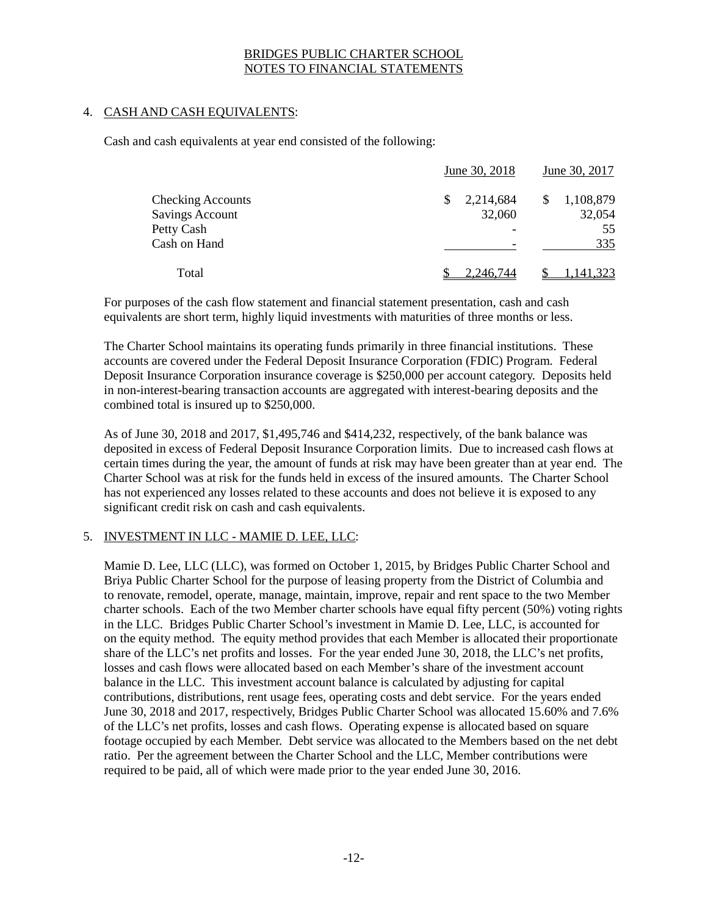BRIDGES PUBLIC CHARTER SCHOOL
NOTES TO FINANCIAL STATEMENTS

## 4. CASH AND CASH EQUIVALENTS:

Cash and cash equivalents at year end consisted of the following:

| | June 30, 2018 | June 30, 2017 |
|---|---|---|
| Checking Accounts | $ 2,214,684 | $ 1,108,879 |
| Savings Account | 32,060 | 32,054 |
| Petty Cash | - | 55 |
| Cash on Hand | - | 335 |
| Total | $ 2,246,744 | $ 1,141,323 |

For purposes of the cash flow statement and financial statement presentation, cash and cash equivalents are short term, highly liquid investments with maturities of three months or less.

The Charter School maintains its operating funds primarily in three financial institutions. These accounts are covered under the Federal Deposit Insurance Corporation (FDIC) Program. Federal Deposit Insurance Corporation insurance coverage is $250,000 per account category. Deposits held in non-interest-bearing transaction accounts are aggregated with interest-bearing deposits and the combined total is insured up to $250,000.

As of June 30, 2018 and 2017, $1,495,746 and $414,232, respectively, of the bank balance was deposited in excess of Federal Deposit Insurance Corporation limits. Due to increased cash flows at certain times during the year, the amount of funds at risk may have been greater than at year end. The Charter School was at risk for the funds held in excess of the insured amounts. The Charter School has not experienced any losses related to these accounts and does not believe it is exposed to any significant credit risk on cash and cash equivalents.

## 5. INVESTMENT IN LLC - MAMIE D. LEE, LLC:

Mamie D. Lee, LLC (LLC), was formed on October 1, 2015, by Bridges Public Charter School and Briya Public Charter School for the purpose of leasing property from the District of Columbia and to renovate, remodel, operate, manage, maintain, improve, repair and rent space to the two Member charter schools. Each of the two Member charter schools have equal fifty percent (50%) voting rights in the LLC. Bridges Public Charter School's investment in Mamie D. Lee, LLC, is accounted for on the equity method. The equity method provides that each Member is allocated their proportionate share of the LLC's net profits and losses. For the year ended June 30, 2018, the LLC's net profits, losses and cash flows were allocated based on each Member's share of the investment account balance in the LLC. This investment account balance is calculated by adjusting for capital contributions, distributions, rent usage fees, operating costs and debt service. For the years ended June 30, 2018 and 2017, respectively, Bridges Public Charter School was allocated 15.60% and 7.6% of the LLC's net profits, losses and cash flows. Operating expense is allocated based on square footage occupied by each Member. Debt service was allocated to the Members based on the net debt ratio. Per the agreement between the Charter School and the LLC, Member contributions were required to be paid, all of which were made prior to the year ended June 30, 2016.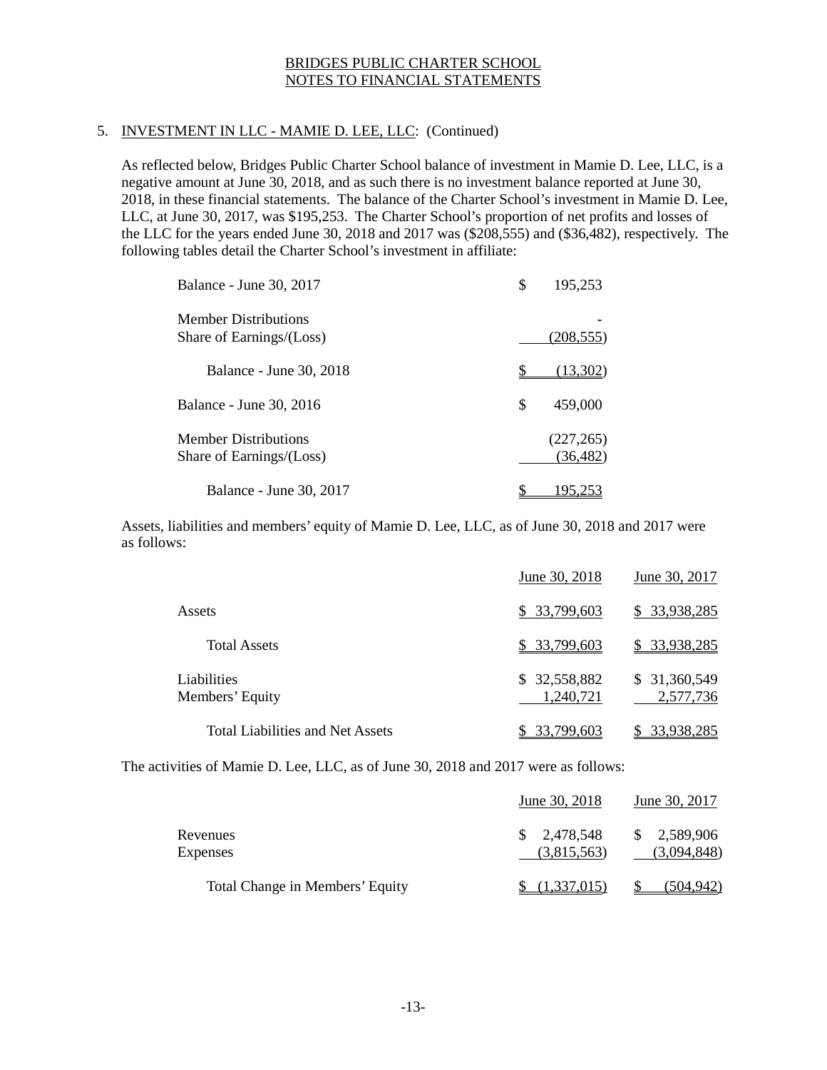BRIDGES PUBLIC CHARTER SCHOOL
NOTES TO FINANCIAL STATEMENTS

5. INVESTMENT IN LLC - MAMIE D. LEE, LLC: (Continued)

As reflected below, Bridges Public Charter School balance of investment in Mamie D. Lee, LLC, is a negative amount at June 30, 2018, and as such there is no investment balance reported at June 30, 2018, in these financial statements. The balance of the Charter School's investment in Mamie D. Lee, LLC, at June 30, 2017, was $195,253. The Charter School's proportion of net profits and losses of the LLC for the years ended June 30, 2018 and 2017 was ($208,555) and ($36,482), respectively. The following tables detail the Charter School's investment in affiliate:

| | |
|---|---|
| Balance - June 30, 2017 | $ 195,253 |
| Member Distributions | - |
| Share of Earnings/(Loss) | (208,555) |
| Balance - June 30, 2018 | $ (13,302) |
| Balance - June 30, 2016 | $ 459,000 |
| Member Distributions | (227,265) |
| Share of Earnings/(Loss) | (36,482) |
| Balance - June 30, 2017 | $ 195,253 |

Assets, liabilities and members' equity of Mamie D. Lee, LLC, as of June 30, 2018 and 2017 were as follows:

| | June 30, 2018 | June 30, 2017 |
|---|---|---|
| Assets | $ 33,799,603 | $ 33,938,285 |
| Total Assets | $ 33,799,603 | $ 33,938,285 |
| Liabilities | $ 32,558,882 | $ 31,360,549 |
| Members' Equity | 1,240,721 | 2,577,736 |
| Total Liabilities and Net Assets | $ 33,799,603 | $ 33,938,285 |

The activities of Mamie D. Lee, LLC, as of June 30, 2018 and 2017 were as follows:

| | June 30, 2018 | June 30, 2017 |
|---|---|---|
| Revenues | $ 2,478,548 | $ 2,589,906 |
| Expenses | (3,815,563) | (3,094,848) |
| Total Change in Members' Equity | $ (1,337,015) | $ (504,942) |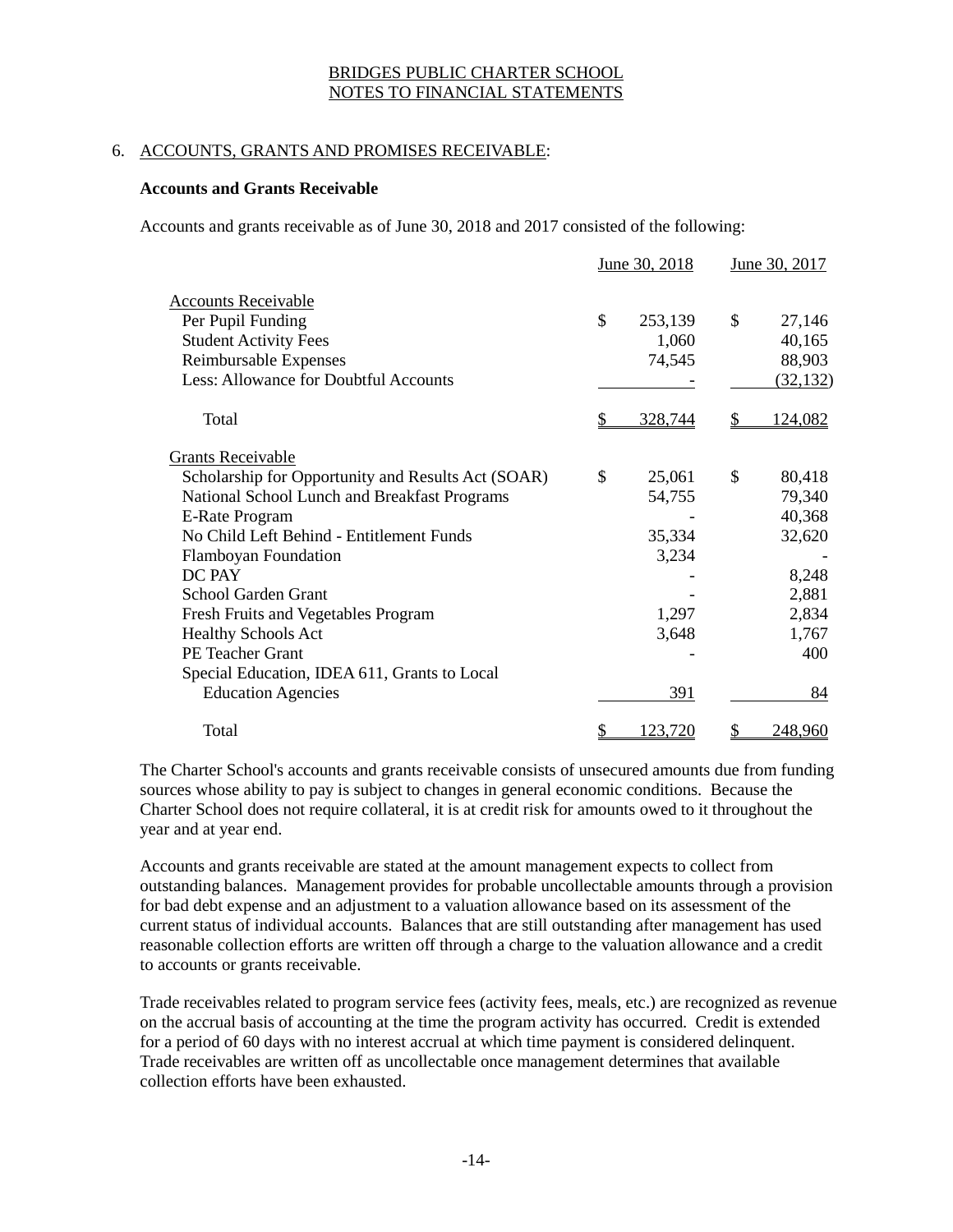BRIDGES PUBLIC CHARTER SCHOOL
NOTES TO FINANCIAL STATEMENTS

## 6. ACCOUNTS, GRANTS AND PROMISES RECEIVABLE:

**Accounts and Grants Receivable**

Accounts and grants receivable as of June 30, 2018 and 2017 consisted of the following:

| | June 30, 2018 | June 30, 2017 |
|---|---|---|
| Accounts Receivable | | |
| Per Pupil Funding | $ 253,139 | $ 27,146 |
| Student Activity Fees | 1,060 | 40,165 |
| Reimbursable Expenses | 74,545 | 88,903 |
| Less: Allowance for Doubtful Accounts | - | (32,132) |
| Total | $ 328,744 | $ 124,082 |
| Grants Receivable | | |
| Scholarship for Opportunity and Results Act (SOAR) | $ 25,061 | $ 80,418 |
| National School Lunch and Breakfast Programs | 54,755 | 79,340 |
| E-Rate Program | - | 40,368 |
| No Child Left Behind - Entitlement Funds | 35,334 | 32,620 |
| Flamboyan Foundation | 3,234 | - |
| DC PAY | - | 8,248 |
| School Garden Grant | - | 2,881 |
| Fresh Fruits and Vegetables Program | 1,297 | 2,834 |
| Healthy Schools Act | 3,648 | 1,767 |
| PE Teacher Grant | - | 400 |
| Special Education, IDEA 611, Grants to Local Education Agencies | 391 | 84 |
| Total | $ 123,720 | $ 248,960 |

The Charter School's accounts and grants receivable consists of unsecured amounts due from funding sources whose ability to pay is subject to changes in general economic conditions. Because the Charter School does not require collateral, it is at credit risk for amounts owed to it throughout the year and at year end.

Accounts and grants receivable are stated at the amount management expects to collect from outstanding balances. Management provides for probable uncollectable amounts through a provision for bad debt expense and an adjustment to a valuation allowance based on its assessment of the current status of individual accounts. Balances that are still outstanding after management has used reasonable collection efforts are written off through a charge to the valuation allowance and a credit to accounts or grants receivable.

Trade receivables related to program service fees (activity fees, meals, etc.) are recognized as revenue on the accrual basis of accounting at the time the program activity has occurred. Credit is extended for a period of 60 days with no interest accrual at which time payment is considered delinquent. Trade receivables are written off as uncollectable once management determines that available collection efforts have been exhausted.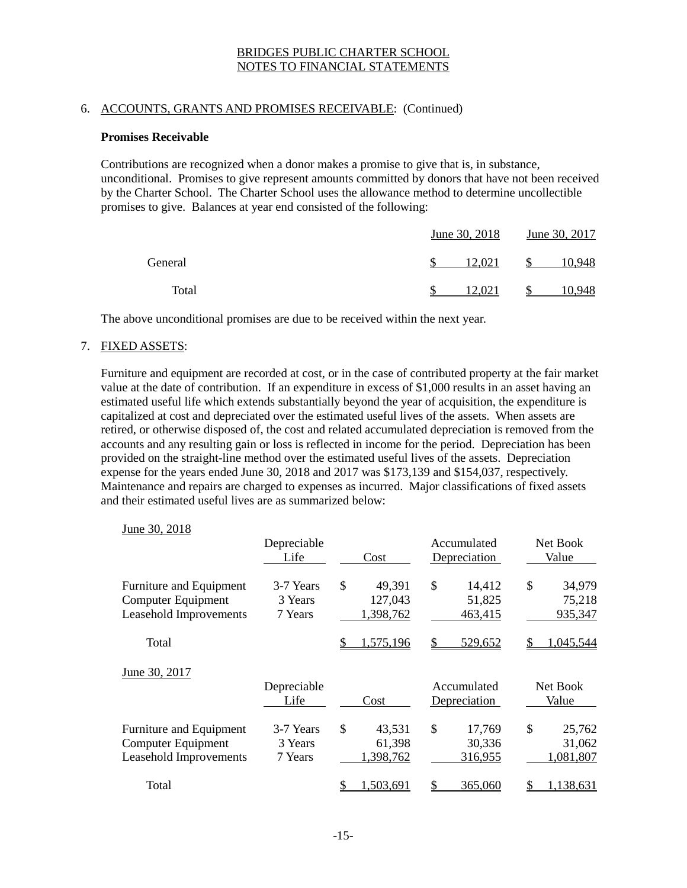BRIDGES PUBLIC CHARTER SCHOOL
NOTES TO FINANCIAL STATEMENTS

6. ACCOUNTS, GRANTS AND PROMISES RECEIVABLE: (Continued)

**Promises Receivable**

Contributions are recognized when a donor makes a promise to give that is, in substance, unconditional. Promises to give represent amounts committed by donors that have not been received by the Charter School. The Charter School uses the allowance method to determine uncollectible promises to give. Balances at year end consisted of the following:

| | June 30, 2018 | June 30, 2017 |
|---|---|---|
| General | $ 12,021 | $ 10,948 |
| Total | $ 12,021 | $ 10,948 |

The above unconditional promises are due to be received within the next year.

7. FIXED ASSETS:

Furniture and equipment are recorded at cost, or in the case of contributed property at the fair market value at the date of contribution. If an expenditure in excess of $1,000 results in an asset having an estimated useful life which extends substantially beyond the year of acquisition, the expenditure is capitalized at cost and depreciated over the estimated useful lives of the assets. When assets are retired, or otherwise disposed of, the cost and related accumulated depreciation is removed from the accounts and any resulting gain or loss is reflected in income for the period. Depreciation has been provided on the straight-line method over the estimated useful lives of the assets. Depreciation expense for the years ended June 30, 2018 and 2017 was $173,139 and $154,037, respectively. Maintenance and repairs are charged to expenses as incurred. Major classifications of fixed assets and their estimated useful lives are as summarized below:

June 30, 2018

| | Depreciable Life | Cost | Accumulated Depreciation | Net Book Value |
|---|---|---|---|---|
| Furniture and Equipment | 3-7 Years | $ 49,391 | $ 14,412 | $ 34,979 |
| Computer Equipment | 3 Years | 127,043 | 51,825 | 75,218 |
| Leasehold Improvements | 7 Years | 1,398,762 | 463,415 | 935,347 |
| Total | | $ 1,575,196 | $ 529,652 | $ 1,045,544 |

June 30, 2017

| | Depreciable Life | Cost | Accumulated Depreciation | Net Book Value |
|---|---|---|---|---|
| Furniture and Equipment | 3-7 Years | $ 43,531 | $ 17,769 | $ 25,762 |
| Computer Equipment | 3 Years | 61,398 | 30,336 | 31,062 |
| Leasehold Improvements | 7 Years | 1,398,762 | 316,955 | 1,081,807 |
| Total | | $ 1,503,691 | $ 365,060 | $ 1,138,631 |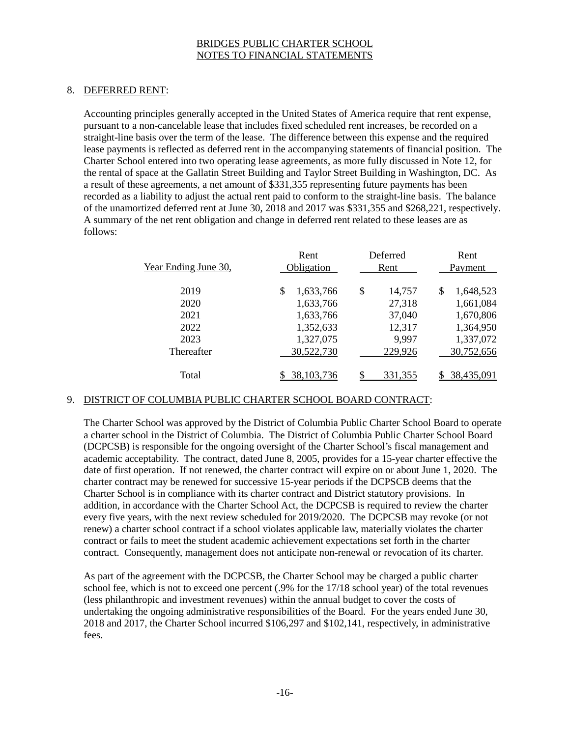# BRIDGES PUBLIC CHARTER SCHOOL
## NOTES TO FINANCIAL STATEMENTS

### 8. DEFERRED RENT:

Accounting principles generally accepted in the United States of America require that rent expense, pursuant to a non-cancelable lease that includes fixed scheduled rent increases, be recorded on a straight-line basis over the term of the lease. The difference between this expense and the required lease payments is reflected as deferred rent in the accompanying statements of financial position. The Charter School entered into two operating lease agreements, as more fully discussed in Note 12, for the rental of space at the Gallatin Street Building and Taylor Street Building in Washington, DC. As a result of these agreements, a net amount of $331,355 representing future payments has been recorded as a liability to adjust the actual rent paid to conform to the straight-line basis. The balance of the unamortized deferred rent at June 30, 2018 and 2017 was $331,355 and $268,221, respectively. A summary of the net rent obligation and change in deferred rent related to these leases are as follows:

| Year Ending June 30, | Rent Obligation | Deferred Rent | Rent Payment |
|---|---|---|---|
| 2019 | $ 1,633,766 | $ 14,757 | $ 1,648,523 |
| 2020 | 1,633,766 | 27,318 | 1,661,084 |
| 2021 | 1,633,766 | 37,040 | 1,670,806 |
| 2022 | 1,352,633 | 12,317 | 1,364,950 |
| 2023 | 1,327,075 | 9,997 | 1,337,072 |
| Thereafter | 30,522,730 | 229,926 | 30,752,656 |
| Total | $ 38,103,736 | $ 331,355 | $ 38,435,091 |

### 9. DISTRICT OF COLUMBIA PUBLIC CHARTER SCHOOL BOARD CONTRACT:

The Charter School was approved by the District of Columbia Public Charter School Board to operate a charter school in the District of Columbia. The District of Columbia Public Charter School Board (DCPCSB) is responsible for the ongoing oversight of the Charter School's fiscal management and academic acceptability. The contract, dated June 8, 2005, provides for a 15-year charter effective the date of first operation. If not renewed, the charter contract will expire on or about June 1, 2020. The charter contract may be renewed for successive 15-year periods if the DCPSCB deems that the Charter School is in compliance with its charter contract and District statutory provisions. In addition, in accordance with the Charter School Act, the DCPCSB is required to review the charter every five years, with the next review scheduled for 2019/2020. The DCPCSB may revoke (or not renew) a charter school contract if a school violates applicable law, materially violates the charter contract or fails to meet the student academic achievement expectations set forth in the charter contract. Consequently, management does not anticipate non-renewal or revocation of its charter.

As part of the agreement with the DCPCSB, the Charter School may be charged a public charter school fee, which is not to exceed one percent (.9% for the 17/18 school year) of the total revenues (less philanthropic and investment revenues) within the annual budget to cover the costs of undertaking the ongoing administrative responsibilities of the Board. For the years ended June 30, 2018 and 2017, the Charter School incurred $106,297 and $102,141, respectively, in administrative fees.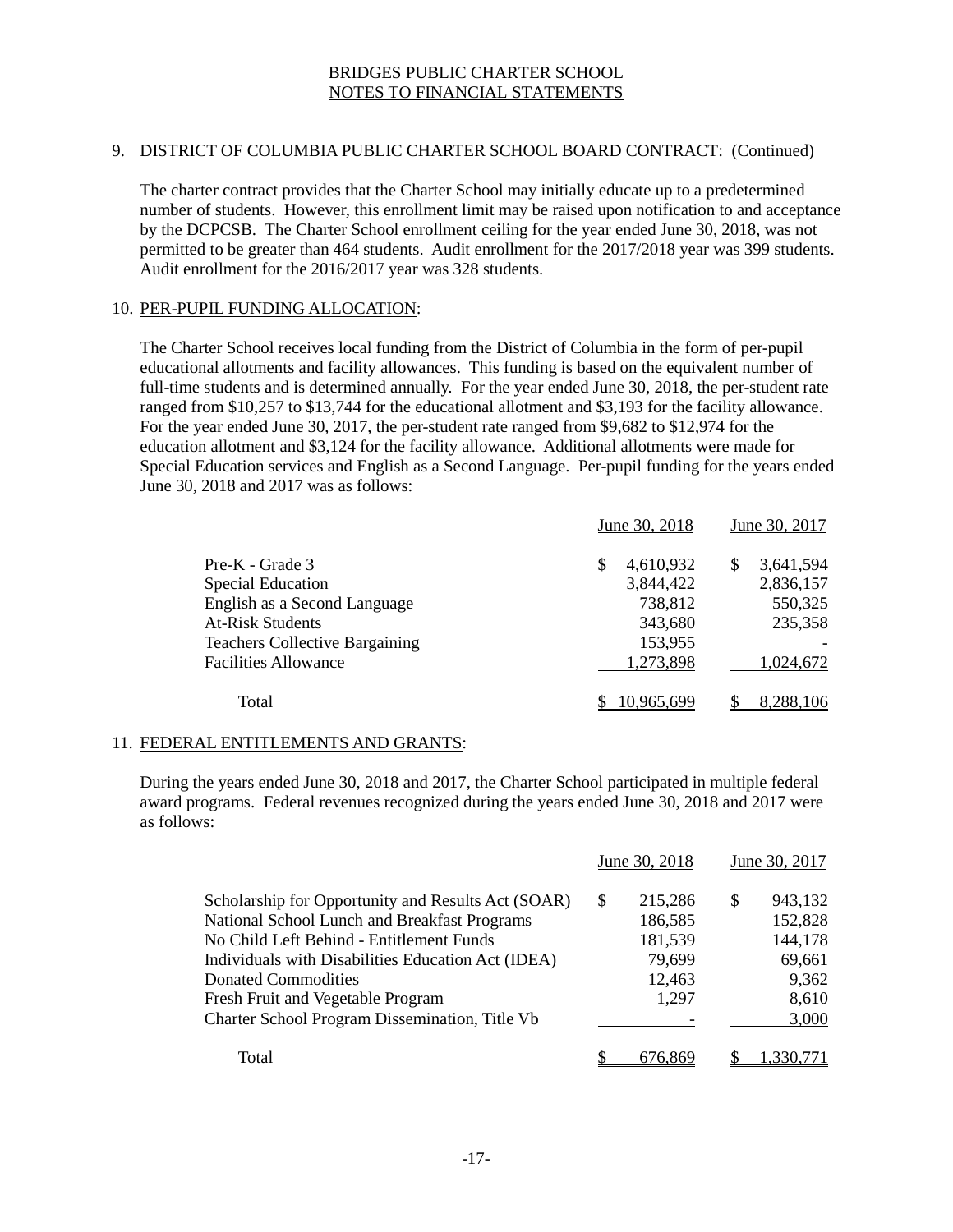# BRIDGES PUBLIC CHARTER SCHOOL
# NOTES TO FINANCIAL STATEMENTS

## 9. DISTRICT OF COLUMBIA PUBLIC CHARTER SCHOOL BOARD CONTRACT: (Continued)

The charter contract provides that the Charter School may initially educate up to a predetermined number of students. However, this enrollment limit may be raised upon notification to and acceptance by the DCPCSB. The Charter School enrollment ceiling for the year ended June 30, 2018, was not permitted to be greater than 464 students. Audit enrollment for the 2017/2018 year was 399 students. Audit enrollment for the 2016/2017 year was 328 students.

## 10. PER-PUPIL FUNDING ALLOCATION:

The Charter School receives local funding from the District of Columbia in the form of per-pupil educational allotments and facility allowances. This funding is based on the equivalent number of full-time students and is determined annually. For the year ended June 30, 2018, the per-student rate ranged from $10,257 to $13,744 for the educational allotment and $3,193 for the facility allowance. For the year ended June 30, 2017, the per-student rate ranged from $9,682 to $12,974 for the education allotment and $3,124 for the facility allowance. Additional allotments were made for Special Education services and English as a Second Language. Per-pupil funding for the years ended June 30, 2018 and 2017 was as follows:

| | June 30, 2018 | June 30, 2017 |
|---|---|---|
| Pre-K - Grade 3 | $ 4,610,932 | $ 3,641,594 |
| Special Education | 3,844,422 | 2,836,157 |
| English as a Second Language | 738,812 | 550,325 |
| At-Risk Students | 343,680 | 235,358 |
| Teachers Collective Bargaining | 153,955 | - |
| Facilities Allowance | 1,273,898 | 1,024,672 |
| Total | $ 10,965,699 | $ 8,288,106 |

## 11. FEDERAL ENTITLEMENTS AND GRANTS:

During the years ended June 30, 2018 and 2017, the Charter School participated in multiple federal award programs. Federal revenues recognized during the years ended June 30, 2018 and 2017 were as follows:

| | June 30, 2018 | June 30, 2017 |
|---|---|---|
| Scholarship for Opportunity and Results Act (SOAR) | $ 215,286 | $ 943,132 |
| National School Lunch and Breakfast Programs | 186,585 | 152,828 |
| No Child Left Behind - Entitlement Funds | 181,539 | 144,178 |
| Individuals with Disabilities Education Act (IDEA) | 79,699 | 69,661 |
| Donated Commodities | 12,463 | 9,362 |
| Fresh Fruit and Vegetable Program | 1,297 | 8,610 |
| Charter School Program Dissemination, Title Vb | - | 3,000 |
| Total | $ 676,869 | $ 1,330,771 |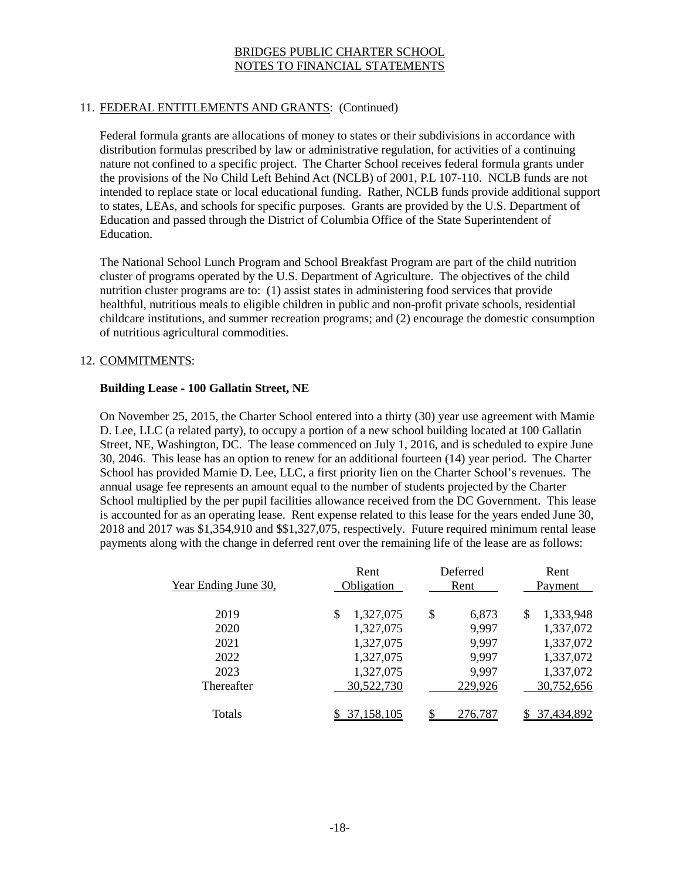## 11. FEDERAL ENTITLEMENTS AND GRANTS: (Continued)

Federal formula grants are allocations of money to states or their subdivisions in accordance with distribution formulas prescribed by law or administrative regulation, for activities of a continuing nature not confined to a specific project. The Charter School receives federal formula grants under the provisions of the No Child Left Behind Act (NCLB) of 2001, P.L 107-110. NCLB funds are not intended to replace state or local educational funding. Rather, NCLB funds provide additional support to states, LEAs, and schools for specific purposes. Grants are provided by the U.S. Department of Education and passed through the District of Columbia Office of the State Superintendent of Education.

The National School Lunch Program and School Breakfast Program are part of the child nutrition cluster of programs operated by the U.S. Department of Agriculture. The objectives of the child nutrition cluster programs are to: (1) assist states in administering food services that provide healthful, nutritious meals to eligible children in public and non-profit private schools, residential childcare institutions, and summer recreation programs; and (2) encourage the domestic consumption of nutritious agricultural commodities.

## 12. COMMITMENTS:

**Building Lease - 100 Gallatin Street, NE**

On November 25, 2015, the Charter School entered into a thirty (30) year use agreement with Mamie D. Lee, LLC (a related party), to occupy a portion of a new school building located at 100 Gallatin Street, NE, Washington, DC. The lease commenced on July 1, 2016, and is scheduled to expire June 30, 2046. This lease has an option to renew for an additional fourteen (14) year period. The Charter School has provided Mamie D. Lee, LLC, a first priority lien on the Charter School's revenues. The annual usage fee represents an amount equal to the number of students projected by the Charter School multiplied by the per pupil facilities allowance received from the DC Government. This lease is accounted for as an operating lease. Rent expense related to this lease for the years ended June 30, 2018 and 2017 was $1,354,910 and $$1,327,075, respectively. Future required minimum rental lease payments along with the change in deferred rent over the remaining life of the lease are as follows:

| Year Ending June 30, | Rent Obligation | Deferred Rent | Rent Payment |
|---|---|---|---|
| 2019 | $ 1,327,075 | $ 6,873 | $ 1,333,948 |
| 2020 | 1,327,075 | 9,997 | 1,337,072 |
| 2021 | 1,327,075 | 9,997 | 1,337,072 |
| 2022 | 1,327,075 | 9,997 | 1,337,072 |
| 2023 | 1,327,075 | 9,997 | 1,337,072 |
| Thereafter | 30,522,730 | 229,926 | 30,752,656 |
| Totals | $ 37,158,105 | $ 276,787 | $ 37,434,892 |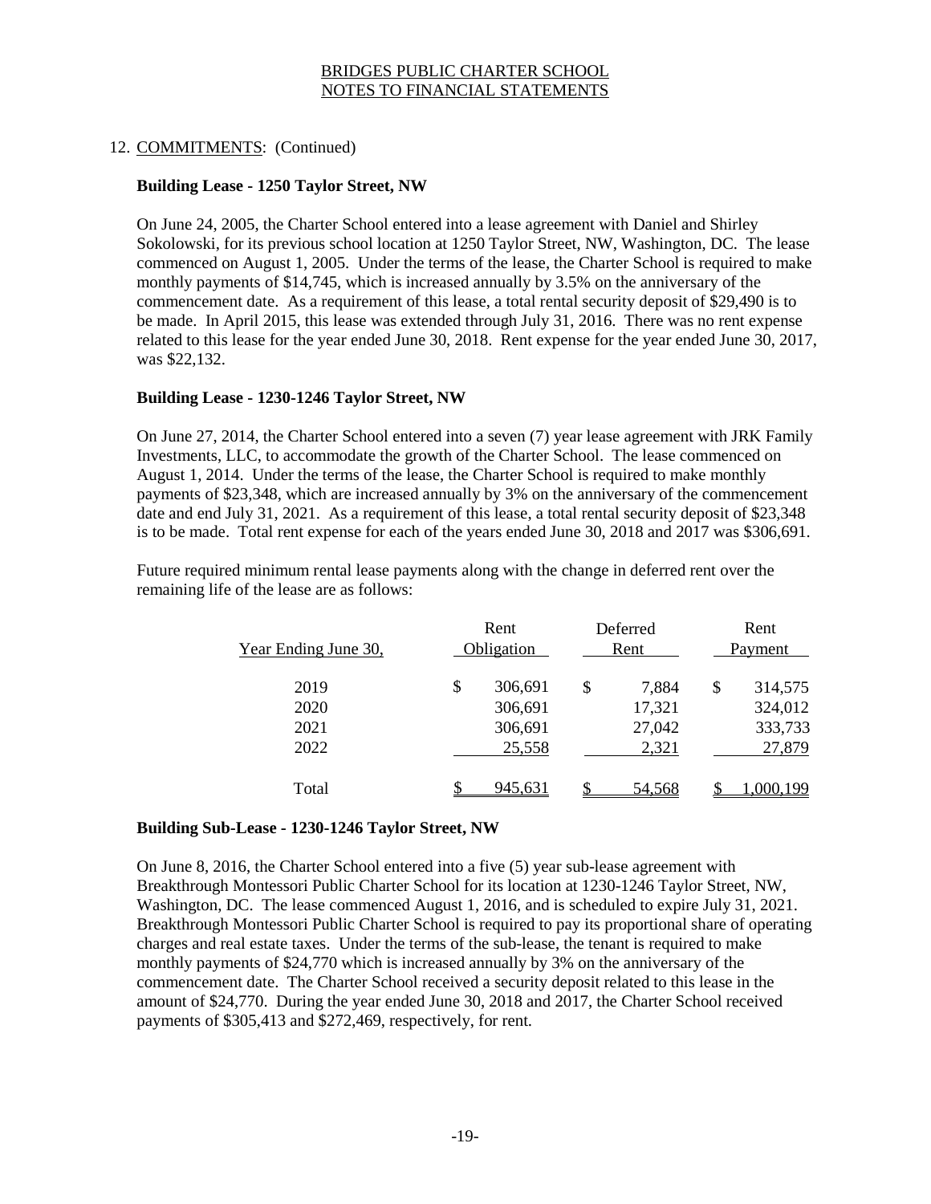## 12. COMMITMENTS: (Continued)

**Building Lease - 1250 Taylor Street, NW**

On June 24, 2005, the Charter School entered into a lease agreement with Daniel and Shirley Sokolowski, for its previous school location at 1250 Taylor Street, NW, Washington, DC. The lease commenced on August 1, 2005. Under the terms of the lease, the Charter School is required to make monthly payments of $14,745, which is increased annually by 3.5% on the anniversary of the commencement date. As a requirement of this lease, a total rental security deposit of $29,490 is to be made. In April 2015, this lease was extended through July 31, 2016. There was no rent expense related to this lease for the year ended June 30, 2018. Rent expense for the year ended June 30, 2017, was $22,132.

**Building Lease - 1230-1246 Taylor Street, NW**

On June 27, 2014, the Charter School entered into a seven (7) year lease agreement with JRK Family Investments, LLC, to accommodate the growth of the Charter School. The lease commenced on August 1, 2014. Under the terms of the lease, the Charter School is required to make monthly payments of $23,348, which are increased annually by 3% on the anniversary of the commencement date and end July 31, 2021. As a requirement of this lease, a total rental security deposit of $23,348 is to be made. Total rent expense for each of the years ended June 30, 2018 and 2017 was $306,691.

Future required minimum rental lease payments along with the change in deferred rent over the remaining life of the lease are as follows:

| Year Ending June 30, | Rent Obligation | Deferred Rent | Rent Payment |
|---|---|---|---|
| 2019 | $ 306,691 | $ 7,884 | $ 314,575 |
| 2020 | 306,691 | 17,321 | 324,012 |
| 2021 | 306,691 | 27,042 | 333,733 |
| 2022 | 25,558 | 2,321 | 27,879 |
| Total | $ 945,631 | $ 54,568 | $ 1,000,199 |

**Building Sub-Lease - 1230-1246 Taylor Street, NW**

On June 8, 2016, the Charter School entered into a five (5) year sub-lease agreement with Breakthrough Montessori Public Charter School for its location at 1230-1246 Taylor Street, NW, Washington, DC. The lease commenced August 1, 2016, and is scheduled to expire July 31, 2021. Breakthrough Montessori Public Charter School is required to pay its proportional share of operating charges and real estate taxes. Under the terms of the sub-lease, the tenant is required to make monthly payments of $24,770 which is increased annually by 3% on the anniversary of the commencement date. The Charter School received a security deposit related to this lease in the amount of $24,770. During the year ended June 30, 2018 and 2017, the Charter School received payments of $305,413 and $272,469, respectively, for rent.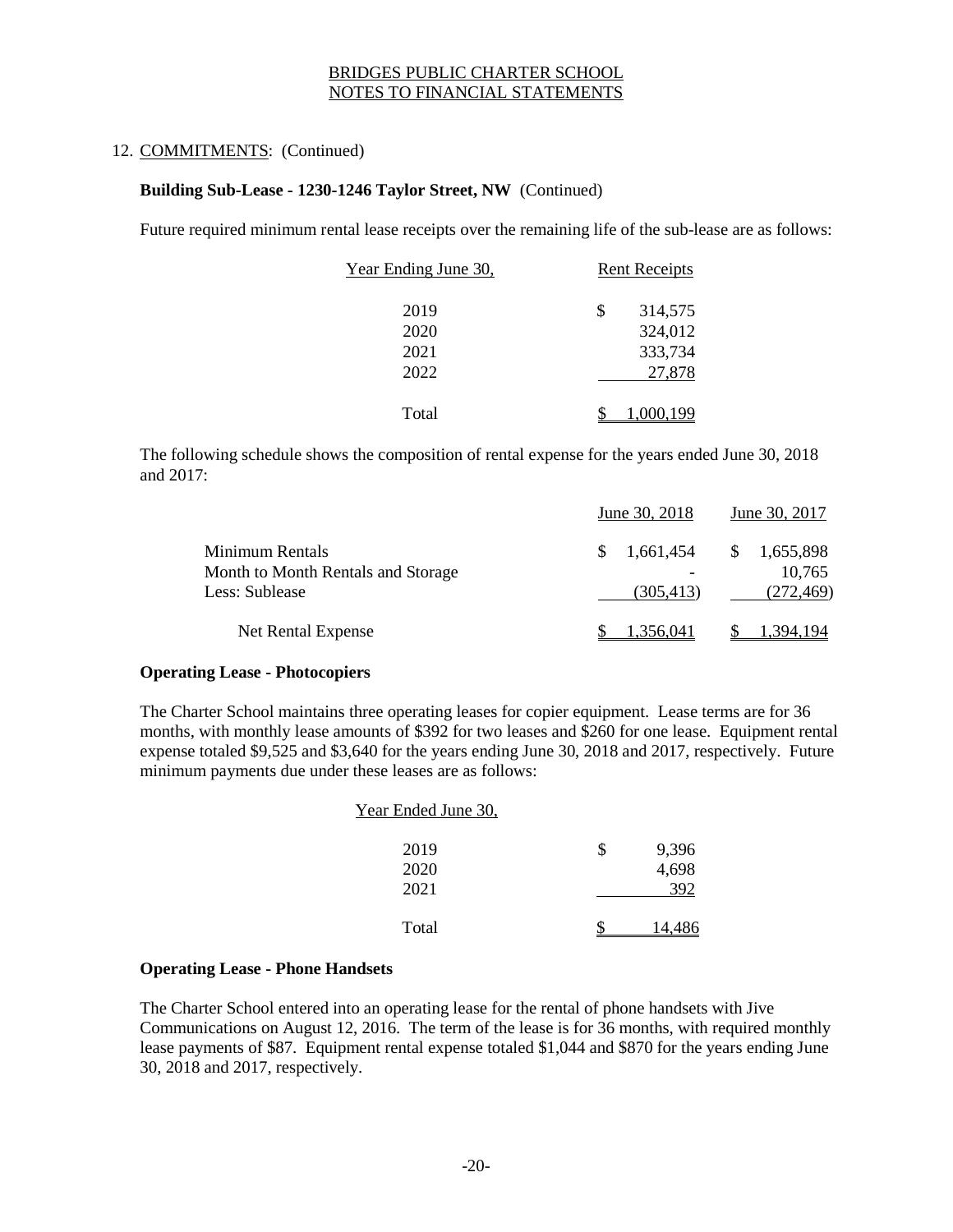## 12. COMMITMENTS: (Continued)

### Building Sub-Lease - 1230-1246 Taylor Street, NW (Continued)

Future required minimum rental lease receipts over the remaining life of the sub-lease are as follows:

| Year Ending June 30, | Rent Receipts |
|---|---|
| 2019 | $ 314,575 |
| 2020 | 324,012 |
| 2021 | 333,734 |
| 2022 | 27,878 |
| Total | $ 1,000,199 |

The following schedule shows the composition of rental expense for the years ended June 30, 2018 and 2017:

| | June 30, 2018 | June 30, 2017 |
|---|---|---|
| Minimum Rentals | $ 1,661,454 | $ 1,655,898 |
| Month to Month Rentals and Storage | - | 10,765 |
| Less: Sublease | (305,413) | (272,469) |
| Net Rental Expense | $ 1,356,041 | $ 1,394,194 |

### Operating Lease - Photocopiers

The Charter School maintains three operating leases for copier equipment. Lease terms are for 36 months, with monthly lease amounts of $392 for two leases and $260 for one lease. Equipment rental expense totaled $9,525 and $3,640 for the years ending June 30, 2018 and 2017, respectively. Future minimum payments due under these leases are as follows:

| Year Ended June 30, | |
|---|---|
| 2019 | $ 9,396 |
| 2020 | 4,698 |
| 2021 | 392 |
| Total | $ 14,486 |

### Operating Lease - Phone Handsets

The Charter School entered into an operating lease for the rental of phone handsets with Jive Communications on August 12, 2016. The term of the lease is for 36 months, with required monthly lease payments of $87. Equipment rental expense totaled $1,044 and $870 for the years ending June 30, 2018 and 2017, respectively.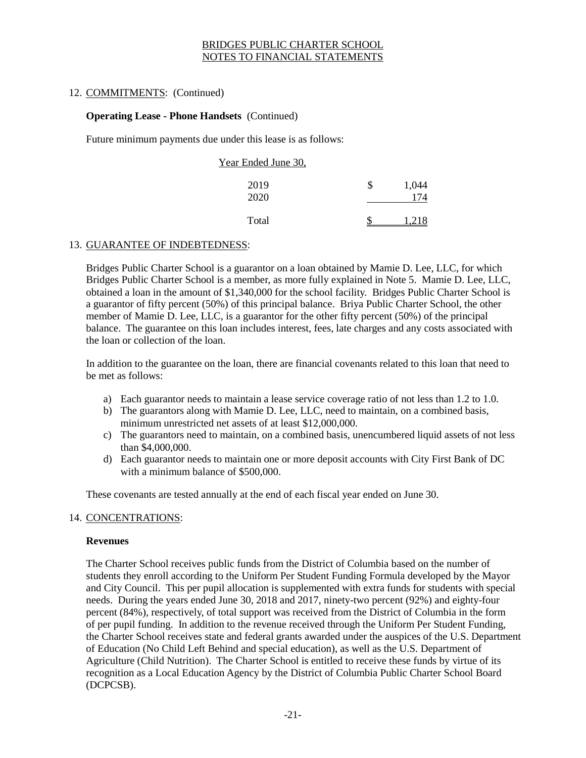BRIDGES PUBLIC CHARTER SCHOOL
NOTES TO FINANCIAL STATEMENTS

12. COMMITMENTS: (Continued)

**Operating Lease - Phone Handsets** (Continued)

Future minimum payments due under this lease is as follows:

| Year Ended June 30, | |
|---|---|
| 2019 | $ 1,044 |
| 2020 | 174 |
| Total | $ 1,218 |

13. GUARANTEE OF INDEBTEDNESS:

Bridges Public Charter School is a guarantor on a loan obtained by Mamie D. Lee, LLC, for which Bridges Public Charter School is a member, as more fully explained in Note 5. Mamie D. Lee, LLC, obtained a loan in the amount of $1,340,000 for the school facility. Bridges Public Charter School is a guarantor of fifty percent (50%) of this principal balance. Briya Public Charter School, the other member of Mamie D. Lee, LLC, is a guarantor for the other fifty percent (50%) of the principal balance. The guarantee on this loan includes interest, fees, late charges and any costs associated with the loan or collection of the loan.

In addition to the guarantee on the loan, there are financial covenants related to this loan that need to be met as follows:

a) Each guarantor needs to maintain a lease service coverage ratio of not less than 1.2 to 1.0.
b) The guarantors along with Mamie D. Lee, LLC, need to maintain, on a combined basis, minimum unrestricted net assets of at least $12,000,000.
c) The guarantors need to maintain, on a combined basis, unencumbered liquid assets of not less than $4,000,000.
d) Each guarantor needs to maintain one or more deposit accounts with City First Bank of DC with a minimum balance of $500,000.

These covenants are tested annually at the end of each fiscal year ended on June 30.

14. CONCENTRATIONS:

**Revenues**

The Charter School receives public funds from the District of Columbia based on the number of students they enroll according to the Uniform Per Student Funding Formula developed by the Mayor and City Council. This per pupil allocation is supplemented with extra funds for students with special needs. During the years ended June 30, 2018 and 2017, ninety-two percent (92%) and eighty-four percent (84%), respectively, of total support was received from the District of Columbia in the form of per pupil funding. In addition to the revenue received through the Uniform Per Student Funding, the Charter School receives state and federal grants awarded under the auspices of the U.S. Department of Education (No Child Left Behind and special education), as well as the U.S. Department of Agriculture (Child Nutrition). The Charter School is entitled to receive these funds by virtue of its recognition as a Local Education Agency by the District of Columbia Public Charter School Board (DCPCSB).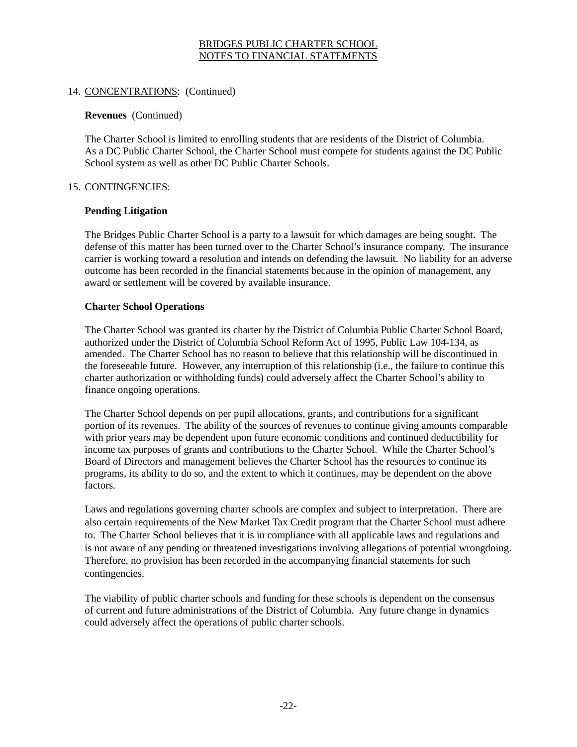## 14. CONCENTRATIONS: (Continued)

**Revenues** (Continued)

The Charter School is limited to enrolling students that are residents of the District of Columbia. As a DC Public Charter School, the Charter School must compete for students against the DC Public School system as well as other DC Public Charter Schools.

## 15. CONTINGENCIES:

**Pending Litigation**

The Bridges Public Charter School is a party to a lawsuit for which damages are being sought. The defense of this matter has been turned over to the Charter School's insurance company. The insurance carrier is working toward a resolution and intends on defending the lawsuit. No liability for an adverse outcome has been recorded in the financial statements because in the opinion of management, any award or settlement will be covered by available insurance.

**Charter School Operations**

The Charter School was granted its charter by the District of Columbia Public Charter School Board, authorized under the District of Columbia School Reform Act of 1995, Public Law 104-134, as amended. The Charter School has no reason to believe that this relationship will be discontinued in the foreseeable future. However, any interruption of this relationship (i.e., the failure to continue this charter authorization or withholding funds) could adversely affect the Charter School's ability to finance ongoing operations.

The Charter School depends on per pupil allocations, grants, and contributions for a significant portion of its revenues. The ability of the sources of revenues to continue giving amounts comparable with prior years may be dependent upon future economic conditions and continued deductibility for income tax purposes of grants and contributions to the Charter School. While the Charter School's Board of Directors and management believes the Charter School has the resources to continue its programs, its ability to do so, and the extent to which it continues, may be dependent on the above factors.

Laws and regulations governing charter schools are complex and subject to interpretation. There are also certain requirements of the New Market Tax Credit program that the Charter School must adhere to. The Charter School believes that it is in compliance with all applicable laws and regulations and is not aware of any pending or threatened investigations involving allegations of potential wrongdoing. Therefore, no provision has been recorded in the accompanying financial statements for such contingencies.

The viability of public charter schools and funding for these schools is dependent on the consensus of current and future administrations of the District of Columbia. Any future change in dynamics could adversely affect the operations of public charter schools.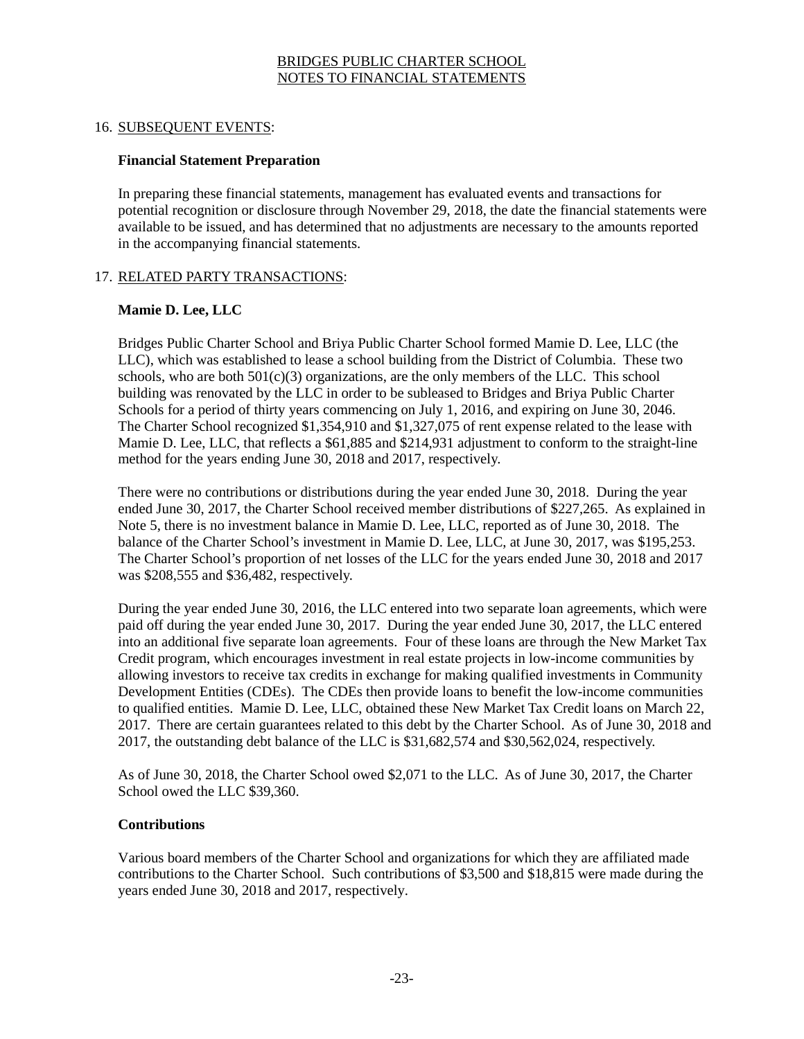BRIDGES PUBLIC CHARTER SCHOOL
NOTES TO FINANCIAL STATEMENTS

## 16. SUBSEQUENT EVENTS:

**Financial Statement Preparation**

In preparing these financial statements, management has evaluated events and transactions for potential recognition or disclosure through November 29, 2018, the date the financial statements were available to be issued, and has determined that no adjustments are necessary to the amounts reported in the accompanying financial statements.

## 17. RELATED PARTY TRANSACTIONS:

**Mamie D. Lee, LLC**

Bridges Public Charter School and Briya Public Charter School formed Mamie D. Lee, LLC (the LLC), which was established to lease a school building from the District of Columbia. These two schools, who are both 501(c)(3) organizations, are the only members of the LLC. This school building was renovated by the LLC in order to be subleased to Bridges and Briya Public Charter Schools for a period of thirty years commencing on July 1, 2016, and expiring on June 30, 2046. The Charter School recognized $1,354,910 and $1,327,075 of rent expense related to the lease with Mamie D. Lee, LLC, that reflects a $61,885 and $214,931 adjustment to conform to the straight-line method for the years ending June 30, 2018 and 2017, respectively.

There were no contributions or distributions during the year ended June 30, 2018. During the year ended June 30, 2017, the Charter School received member distributions of $227,265. As explained in Note 5, there is no investment balance in Mamie D. Lee, LLC, reported as of June 30, 2018. The balance of the Charter School's investment in Mamie D. Lee, LLC, at June 30, 2017, was $195,253. The Charter School's proportion of net losses of the LLC for the years ended June 30, 2018 and 2017 was $208,555 and $36,482, respectively.

During the year ended June 30, 2016, the LLC entered into two separate loan agreements, which were paid off during the year ended June 30, 2017. During the year ended June 30, 2017, the LLC entered into an additional five separate loan agreements. Four of these loans are through the New Market Tax Credit program, which encourages investment in real estate projects in low-income communities by allowing investors to receive tax credits in exchange for making qualified investments in Community Development Entities (CDEs). The CDEs then provide loans to benefit the low-income communities to qualified entities. Mamie D. Lee, LLC, obtained these New Market Tax Credit loans on March 22, 2017. There are certain guarantees related to this debt by the Charter School. As of June 30, 2018 and 2017, the outstanding debt balance of the LLC is $31,682,574 and $30,562,024, respectively.

As of June 30, 2018, the Charter School owed $2,071 to the LLC. As of June 30, 2017, the Charter School owed the LLC $39,360.

**Contributions**

Various board members of the Charter School and organizations for which they are affiliated made contributions to the Charter School. Such contributions of $3,500 and $18,815 were made during the years ended June 30, 2018 and 2017, respectively.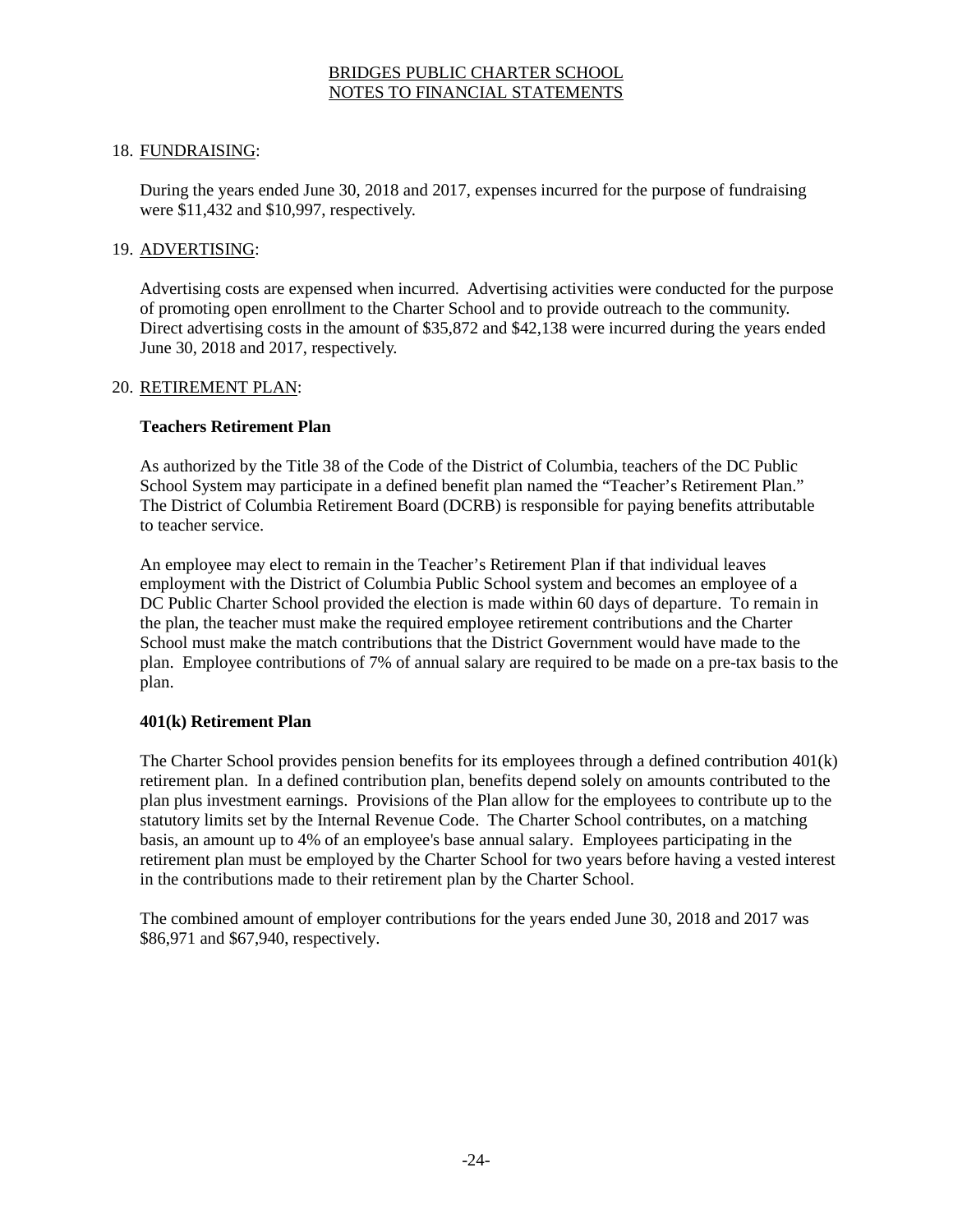BRIDGES PUBLIC CHARTER SCHOOL
NOTES TO FINANCIAL STATEMENTS

## 18. FUNDRAISING:

During the years ended June 30, 2018 and 2017, expenses incurred for the purpose of fundraising were $11,432 and $10,997, respectively.

## 19. ADVERTISING:

Advertising costs are expensed when incurred. Advertising activities were conducted for the purpose of promoting open enrollment to the Charter School and to provide outreach to the community. Direct advertising costs in the amount of $35,872 and $42,138 were incurred during the years ended June 30, 2018 and 2017, respectively.

## 20. RETIREMENT PLAN:

**Teachers Retirement Plan**

As authorized by the Title 38 of the Code of the District of Columbia, teachers of the DC Public School System may participate in a defined benefit plan named the "Teacher's Retirement Plan." The District of Columbia Retirement Board (DCRB) is responsible for paying benefits attributable to teacher service.

An employee may elect to remain in the Teacher's Retirement Plan if that individual leaves employment with the District of Columbia Public School system and becomes an employee of a DC Public Charter School provided the election is made within 60 days of departure. To remain in the plan, the teacher must make the required employee retirement contributions and the Charter School must make the match contributions that the District Government would have made to the plan. Employee contributions of 7% of annual salary are required to be made on a pre-tax basis to the plan.

**401(k) Retirement Plan**

The Charter School provides pension benefits for its employees through a defined contribution 401(k) retirement plan. In a defined contribution plan, benefits depend solely on amounts contributed to the plan plus investment earnings. Provisions of the Plan allow for the employees to contribute up to the statutory limits set by the Internal Revenue Code. The Charter School contributes, on a matching basis, an amount up to 4% of an employee's base annual salary. Employees participating in the retirement plan must be employed by the Charter School for two years before having a vested interest in the contributions made to their retirement plan by the Charter School.

The combined amount of employer contributions for the years ended June 30, 2018 and 2017 was $86,971 and $67,940, respectively.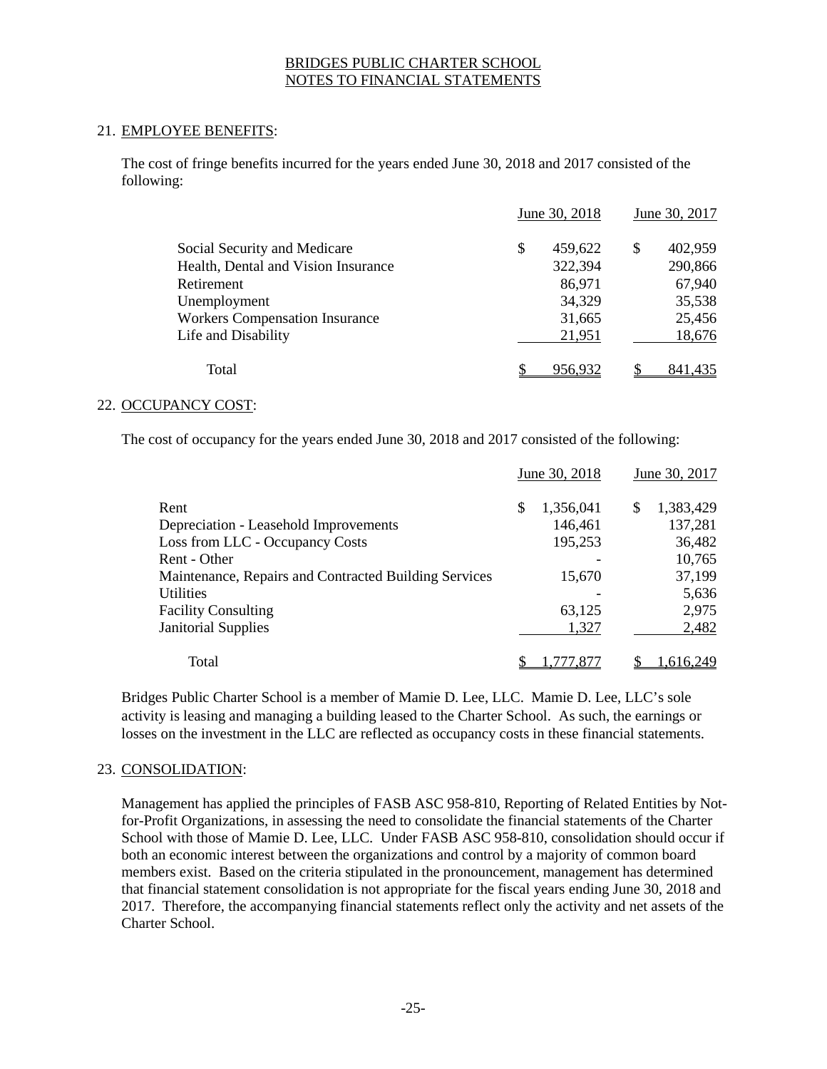BRIDGES PUBLIC CHARTER SCHOOL
NOTES TO FINANCIAL STATEMENTS

## 21. EMPLOYEE BENEFITS:

The cost of fringe benefits incurred for the years ended June 30, 2018 and 2017 consisted of the following:

| | June 30, 2018 | June 30, 2017 |
|---|---|---|
| Social Security and Medicare | $ 459,622 | $ 402,959 |
| Health, Dental and Vision Insurance | 322,394 | 290,866 |
| Retirement | 86,971 | 67,940 |
| Unemployment | 34,329 | 35,538 |
| Workers Compensation Insurance | 31,665 | 25,456 |
| Life and Disability | 21,951 | 18,676 |
| Total | $ 956,932 | $ 841,435 |

## 22. OCCUPANCY COST:

The cost of occupancy for the years ended June 30, 2018 and 2017 consisted of the following:

| | June 30, 2018 | June 30, 2017 |
|---|---|---|
| Rent | $ 1,356,041 | $ 1,383,429 |
| Depreciation - Leasehold Improvements | 146,461 | 137,281 |
| Loss from LLC - Occupancy Costs | 195,253 | 36,482 |
| Rent - Other | - | 10,765 |
| Maintenance, Repairs and Contracted Building Services | 15,670 | 37,199 |
| Utilities | - | 5,636 |
| Facility Consulting | 63,125 | 2,975 |
| Janitorial Supplies | 1,327 | 2,482 |
| Total | $ 1,777,877 | $ 1,616,249 |

Bridges Public Charter School is a member of Mamie D. Lee, LLC. Mamie D. Lee, LLC's sole activity is leasing and managing a building leased to the Charter School. As such, the earnings or losses on the investment in the LLC are reflected as occupancy costs in these financial statements.

## 23. CONSOLIDATION:

Management has applied the principles of FASB ASC 958-810, Reporting of Related Entities by Not-for-Profit Organizations, in assessing the need to consolidate the financial statements of the Charter School with those of Mamie D. Lee, LLC. Under FASB ASC 958-810, consolidation should occur if both an economic interest between the organizations and control by a majority of common board members exist. Based on the criteria stipulated in the pronouncement, management has determined that financial statement consolidation is not appropriate for the fiscal years ending June 30, 2018 and 2017. Therefore, the accompanying financial statements reflect only the activity and net assets of the Charter School.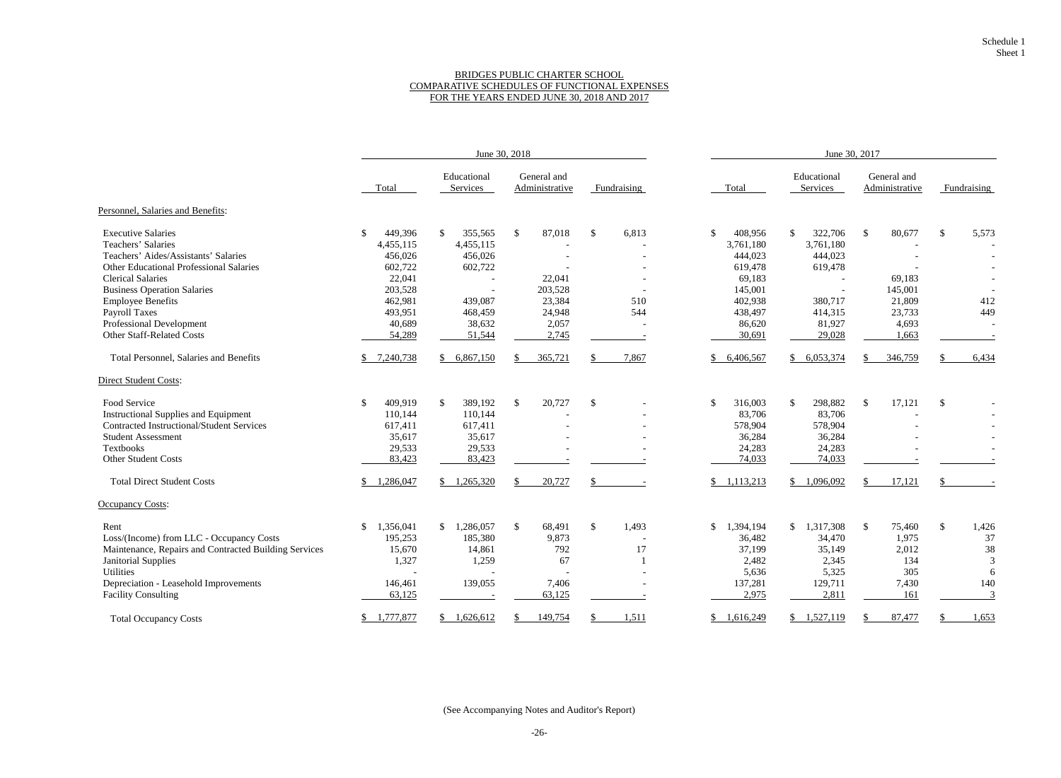Schedule 1
Sheet 1

BRIDGES PUBLIC CHARTER SCHOOL
COMPARATIVE SCHEDULES OF FUNCTIONAL EXPENSES
FOR THE YEARS ENDED JUNE 30, 2018 AND 2017

| | June 30, 2018 | | | | June 30, 2017 | | | |
|---|---|---|---|---|---|---|---|---|
| | Total | Educational Services | General and Administrative | Fundraising | Total | Educational Services | General and Administrative | Fundraising |
| **Personnel, Salaries and Benefits:** | | | | | | | | |
| Executive Salaries | $ 449,396 | $ 355,565 | $ 87,018 | $ 6,813 | $ 408,956 | $ 322,706 | $ 80,677 | $ 5,573 |
| Teachers' Salaries | 4,455,115 | 4,455,115 | - | - | 3,761,180 | 3,761,180 | - | - |
| Teachers' Aides/Assistants' Salaries | 456,026 | 456,026 | - | - | 444,023 | 444,023 | - | - |
| Other Educational Professional Salaries | 602,722 | 602,722 | - | - | 619,478 | 619,478 | - | - |
| Clerical Salaries | 22,041 | - | 22,041 | - | 69,183 | - | 69,183 | - |
| Business Operation Salaries | 203,528 | - | 203,528 | - | 145,001 | - | 145,001 | - |
| Employee Benefits | 462,981 | 439,087 | 23,384 | 510 | 402,938 | 380,717 | 21,809 | 412 |
| Payroll Taxes | 493,951 | 468,459 | 24,948 | 544 | 438,497 | 414,315 | 23,733 | 449 |
| Professional Development | 40,689 | 38,632 | 2,057 | - | 86,620 | 81,927 | 4,693 | - |
| Other Staff-Related Costs | 54,289 | 51,544 | 2,745 | - | 30,691 | 29,028 | 1,663 | - |
| Total Personnel, Salaries and Benefits | $ 7,240,738 | $ 6,867,150 | $ 365,721 | $ 7,867 | $ 6,406,567 | $ 6,053,374 | $ 346,759 | $ 6,434 |
| **Direct Student Costs:** | | | | | | | | |
| Food Service | $ 409,919 | $ 389,192 | $ 20,727 | $ - | $ 316,003 | $ 298,882 | $ 17,121 | $ - |
| Instructional Supplies and Equipment | 110,144 | 110,144 | - | - | 83,706 | 83,706 | - | - |
| Contracted Instructional/Student Services | 617,411 | 617,411 | - | - | 578,904 | 578,904 | - | - |
| Student Assessment | 35,617 | 35,617 | - | - | 36,284 | 36,284 | - | - |
| Textbooks | 29,533 | 29,533 | - | - | 24,283 | 24,283 | - | - |
| Other Student Costs | 83,423 | 83,423 | - | - | 74,033 | 74,033 | - | - |
| Total Direct Student Costs | $ 1,286,047 | $ 1,265,320 | $ 20,727 | $ - | $ 1,113,213 | $ 1,096,092 | $ 17,121 | $ - |
| **Occupancy Costs:** | | | | | | | | |
| Rent | $ 1,356,041 | $ 1,286,057 | $ 68,491 | $ 1,493 | $ 1,394,194 | $ 1,317,308 | $ 75,460 | $ 1,426 |
| Loss/(Income) from LLC - Occupancy Costs | 195,253 | 185,380 | 9,873 | - | 36,482 | 34,470 | 1,975 | 37 |
| Maintenance, Repairs and Contracted Building Services | 15,670 | 14,861 | 792 | 17 | 37,199 | 35,149 | 2,012 | 38 |
| Janitorial Supplies | 1,327 | 1,259 | 67 | 1 | 2,482 | 2,345 | 134 | 3 |
| Utilities | - | - | - | - | 5,636 | 5,325 | 305 | 6 |
| Depreciation - Leasehold Improvements | 146,461 | 139,055 | 7,406 | - | 137,281 | 129,711 | 7,430 | 140 |
| Facility Consulting | 63,125 | - | 63,125 | - | 2,975 | 2,811 | 161 | 3 |
| Total Occupancy Costs | $ 1,777,877 | $ 1,626,612 | $ 149,754 | $ 1,511 | $ 1,616,249 | $ 1,527,119 | $ 87,477 | $ 1,653 |

(See Accompanying Notes and Auditor's Report)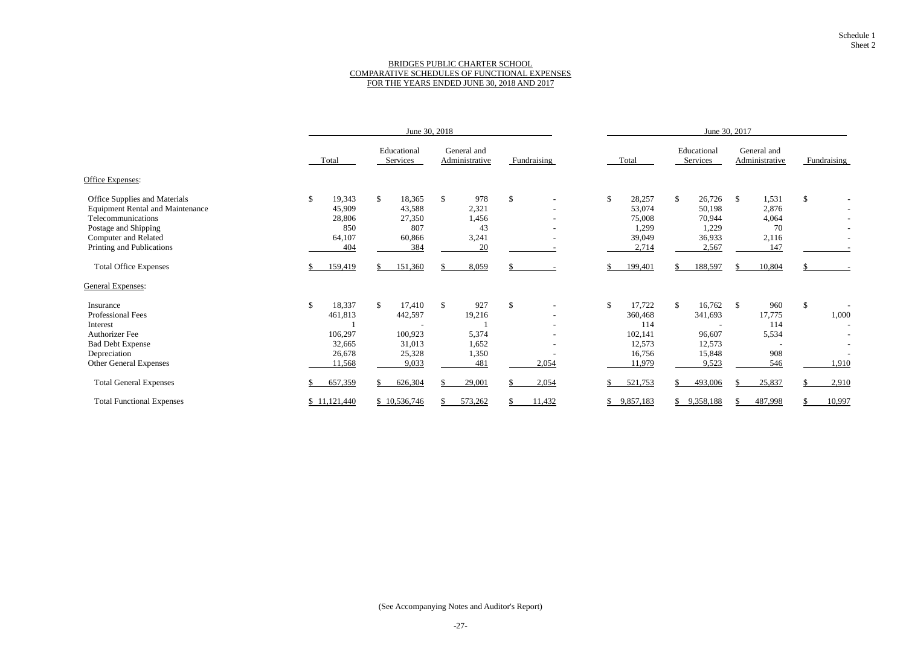Schedule 1
Sheet 2

BRIDGES PUBLIC CHARTER SCHOOL
COMPARATIVE SCHEDULES OF FUNCTIONAL EXPENSES
FOR THE YEARS ENDED JUNE 30, 2018 AND 2017

| | June 30, 2018 | | | | June 30, 2017 | | | |
|---|---|---|---|---|---|---|---|---|
| | Total | Educational Services | General and Administrative | Fundraising | Total | Educational Services | General and Administrative | Fundraising |
| **Office Expenses:** | | | | | | | | |
| Office Supplies and Materials | $ 19,343 | $ 18,365 | $ 978 | $ - | $ 28,257 | $ 26,726 | $ 1,531 | $ - |
| Equipment Rental and Maintenance | 45,909 | 43,588 | 2,321 | - | 53,074 | 50,198 | 2,876 | - |
| Telecommunications | 28,806 | 27,350 | 1,456 | - | 75,008 | 70,944 | 4,064 | - |
| Postage and Shipping | 850 | 807 | 43 | - | 1,299 | 1,229 | 70 | - |
| Computer and Related | 64,107 | 60,866 | 3,241 | - | 39,049 | 36,933 | 2,116 | - |
| Printing and Publications | 404 | 384 | 20 | - | 2,714 | 2,567 | 147 | - |
| Total Office Expenses | $ 159,419 | $ 151,360 | $ 8,059 | $ - | $ 199,401 | $ 188,597 | $ 10,804 | $ - |
| **General Expenses:** | | | | | | | | |
| Insurance | $ 18,337 | $ 17,410 | $ 927 | $ - | $ 17,722 | $ 16,762 | $ 960 | $ - |
| Professional Fees | 461,813 | 442,597 | 19,216 | - | 360,468 | 341,693 | 17,775 | 1,000 |
| Interest | 1 | - | 1 | - | 114 | - | 114 | - |
| Authorizer Fee | 106,297 | 100,923 | 5,374 | - | 102,141 | 96,607 | 5,534 | - |
| Bad Debt Expense | 32,665 | 31,013 | 1,652 | - | 12,573 | 12,573 | - | - |
| Depreciation | 26,678 | 25,328 | 1,350 | - | 16,756 | 15,848 | 908 | - |
| Other General Expenses | 11,568 | 9,033 | 481 | 2,054 | 11,979 | 9,523 | 546 | 1,910 |
| Total General Expenses | $ 657,359 | $ 626,304 | $ 29,001 | $ 2,054 | $ 521,753 | $ 493,006 | $ 25,837 | $ 2,910 |
| Total Functional Expenses | $ 11,121,440 | $ 10,536,746 | $ 573,262 | $ 11,432 | $ 9,857,183 | $ 9,358,188 | $ 487,998 | $ 10,997 |

(See Accompanying Notes and Auditor's Report)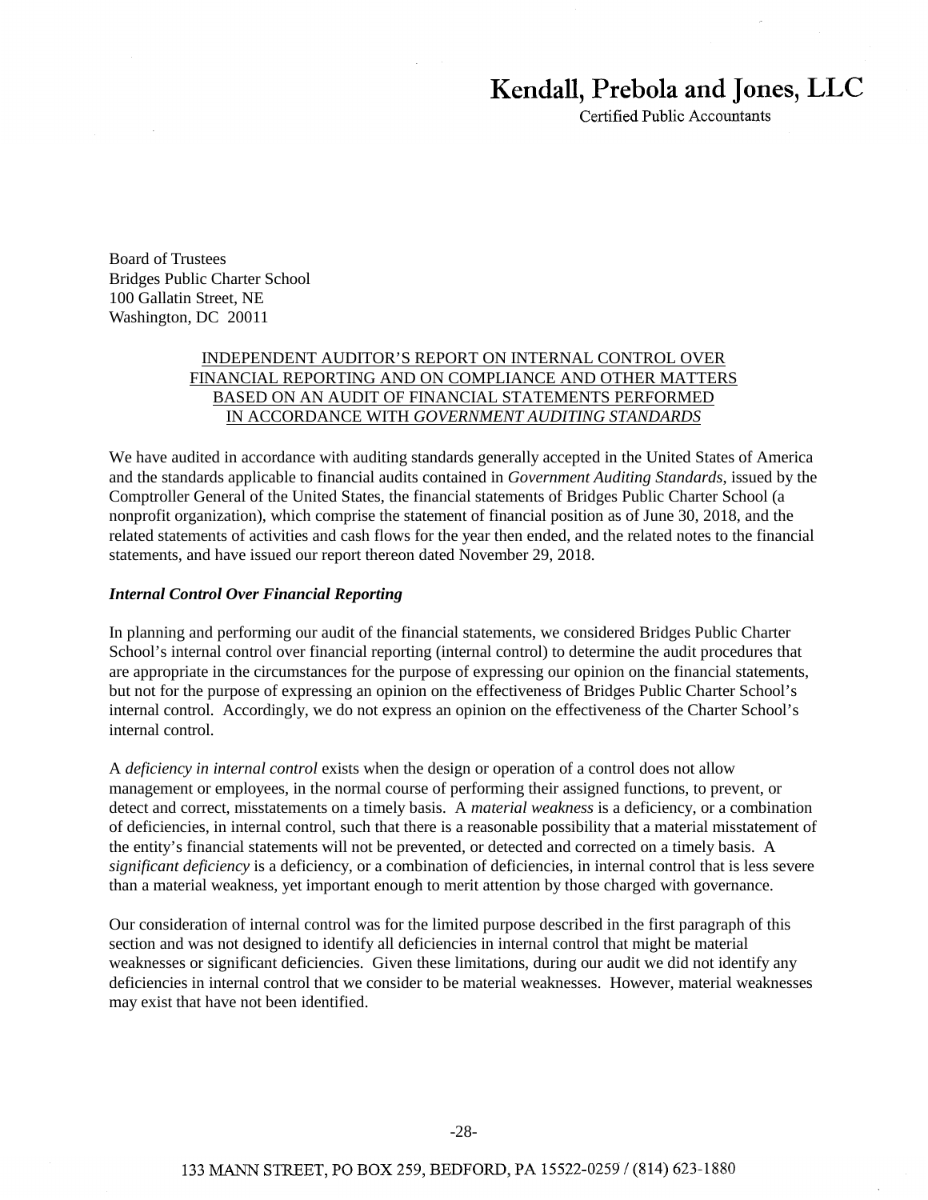**Kendall, Prebola and Jones, LLC**

Certified Public Accountants

Board of Trustees
Bridges Public Charter School
100 Gallatin Street, NE
Washington, DC 20011

INDEPENDENT AUDITOR'S REPORT ON INTERNAL CONTROL OVER FINANCIAL REPORTING AND ON COMPLIANCE AND OTHER MATTERS BASED ON AN AUDIT OF FINANCIAL STATEMENTS PERFORMED IN ACCORDANCE WITH *GOVERNMENT AUDITING STANDARDS*

We have audited in accordance with auditing standards generally accepted in the United States of America and the standards applicable to financial audits contained in *Government Auditing Standards*, issued by the Comptroller General of the United States, the financial statements of Bridges Public Charter School (a nonprofit organization), which comprise the statement of financial position as of June 30, 2018, and the related statements of activities and cash flows for the year then ended, and the related notes to the financial statements, and have issued our report thereon dated November 29, 2018.

***Internal Control Over Financial Reporting***

In planning and performing our audit of the financial statements, we considered Bridges Public Charter School's internal control over financial reporting (internal control) to determine the audit procedures that are appropriate in the circumstances for the purpose of expressing our opinion on the financial statements, but not for the purpose of expressing an opinion on the effectiveness of Bridges Public Charter School's internal control. Accordingly, we do not express an opinion on the effectiveness of the Charter School's internal control.

A *deficiency in internal control* exists when the design or operation of a control does not allow management or employees, in the normal course of performing their assigned functions, to prevent, or detect and correct, misstatements on a timely basis. A *material weakness* is a deficiency, or a combination of deficiencies, in internal control, such that there is a reasonable possibility that a material misstatement of the entity's financial statements will not be prevented, or detected and corrected on a timely basis. A *significant deficiency* is a deficiency, or a combination of deficiencies, in internal control that is less severe than a material weakness, yet important enough to merit attention by those charged with governance.

Our consideration of internal control was for the limited purpose described in the first paragraph of this section and was not designed to identify all deficiencies in internal control that might be material weaknesses or significant deficiencies. Given these limitations, during our audit we did not identify any deficiencies in internal control that we consider to be material weaknesses. However, material weaknesses may exist that have not been identified.

133 MANN STREET, PO BOX 259, BEDFORD, PA 15522-0259 / (814) 623-1880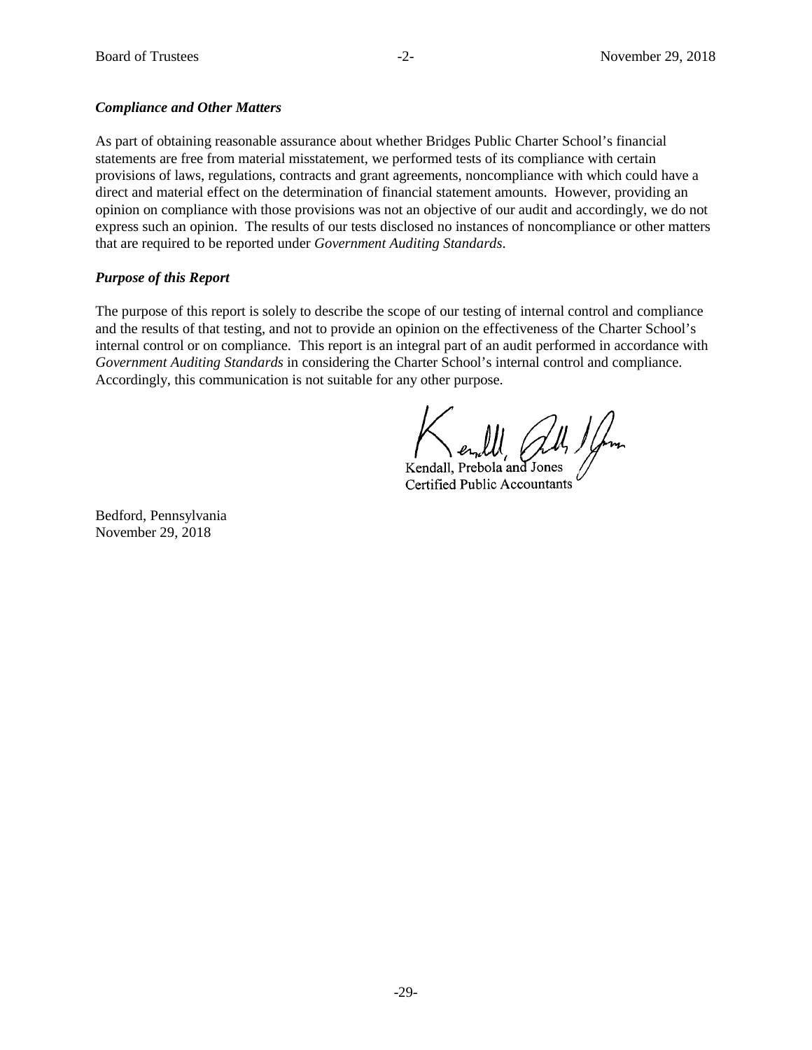***Compliance and Other Matters***

As part of obtaining reasonable assurance about whether Bridges Public Charter School's financial statements are free from material misstatement, we performed tests of its compliance with certain provisions of laws, regulations, contracts and grant agreements, noncompliance with which could have a direct and material effect on the determination of financial statement amounts. However, providing an opinion on compliance with those provisions was not an objective of our audit and accordingly, we do not express such an opinion. The results of our tests disclosed no instances of noncompliance or other matters that are required to be reported under *Government Auditing Standards*.

***Purpose of this Report***

The purpose of this report is solely to describe the scope of our testing of internal control and compliance and the results of that testing, and not to provide an opinion on the effectiveness of the Charter School's internal control or on compliance. This report is an integral part of an audit performed in accordance with *Government Auditing Standards* in considering the Charter School's internal control and compliance. Accordingly, this communication is not suitable for any other purpose.

Kendall, Prebola and Jones
Certified Public Accountants

Bedford, Pennsylvania
November 29, 2018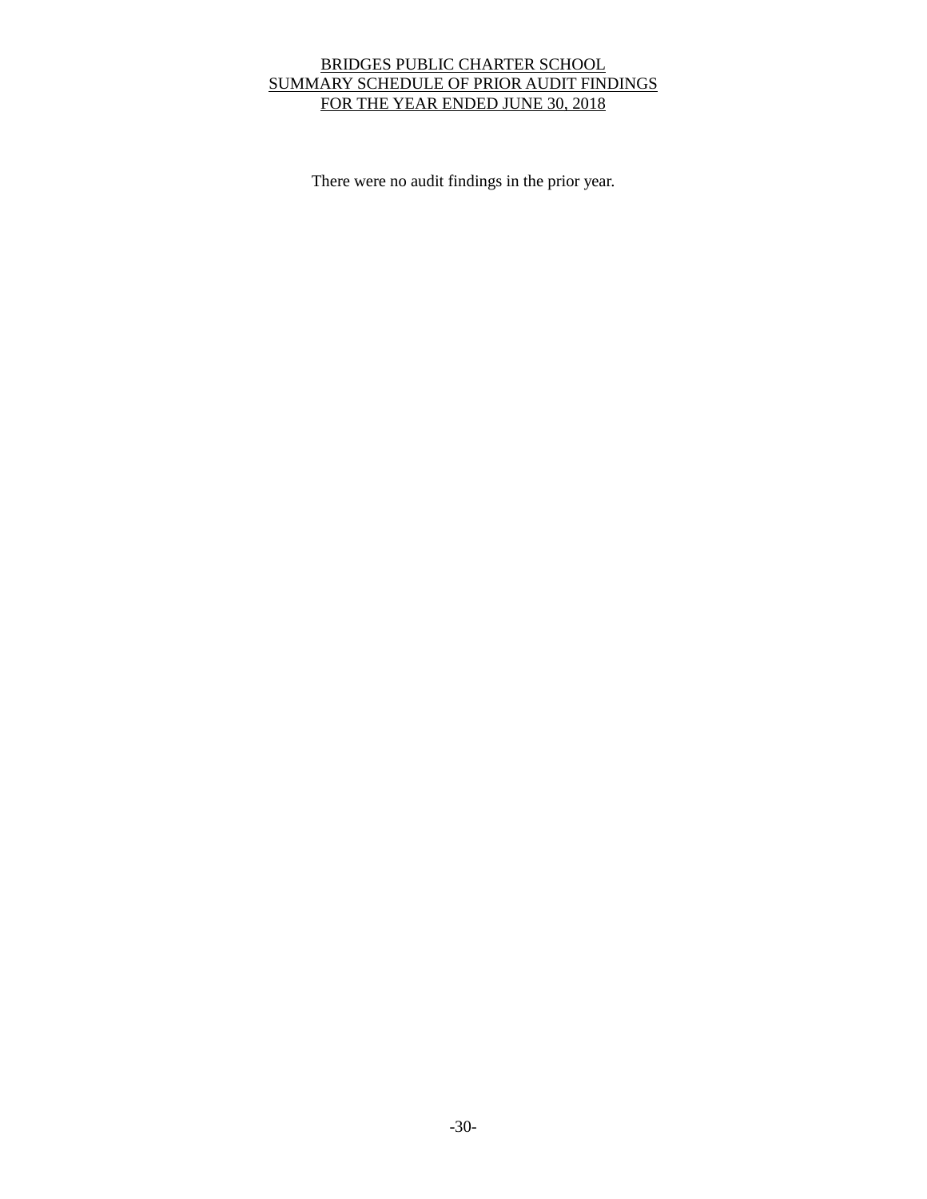# BRIDGES PUBLIC CHARTER SCHOOL
## SUMMARY SCHEDULE OF PRIOR AUDIT FINDINGS
## FOR THE YEAR ENDED JUNE 30, 2018

There were no audit findings in the prior year.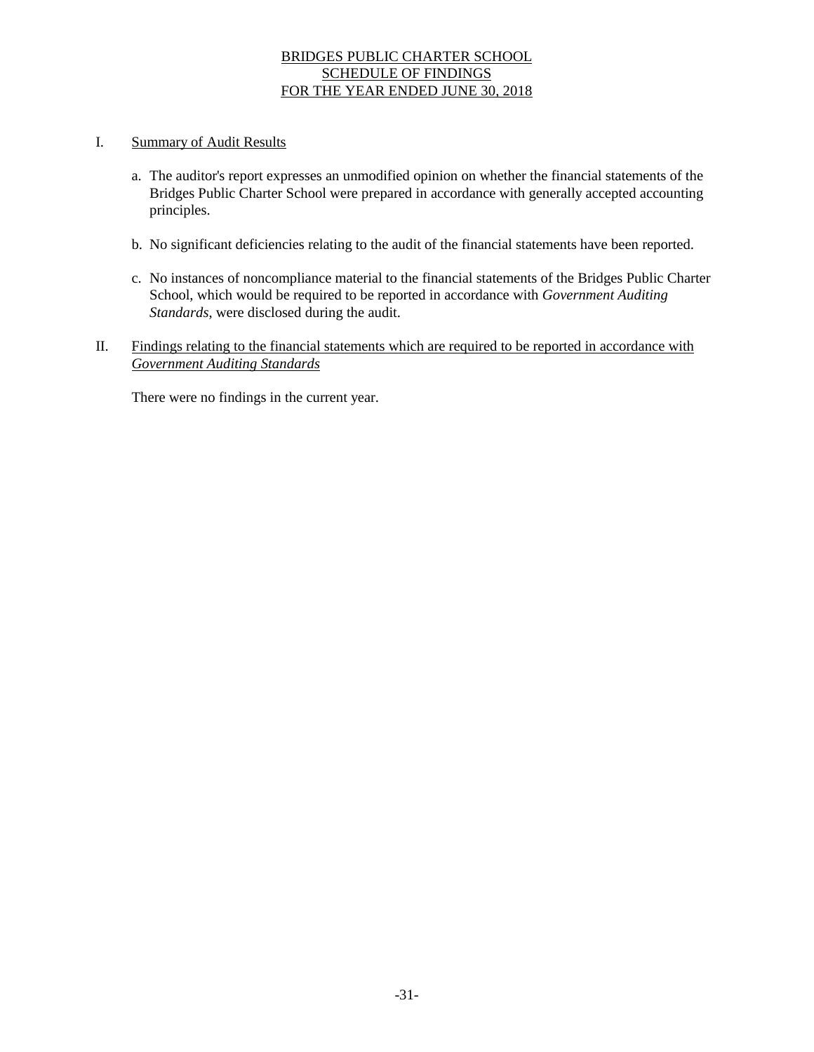# BRIDGES PUBLIC CHARTER SCHOOL
## SCHEDULE OF FINDINGS
## FOR THE YEAR ENDED JUNE 30, 2018

I. Summary of Audit Results

a. The auditor's report expresses an unmodified opinion on whether the financial statements of the Bridges Public Charter School were prepared in accordance with generally accepted accounting principles.

b. No significant deficiencies relating to the audit of the financial statements have been reported.

c. No instances of noncompliance material to the financial statements of the Bridges Public Charter School, which would be required to be reported in accordance with *Government Auditing Standards*, were disclosed during the audit.

II. Findings relating to the financial statements which are required to be reported in accordance with *Government Auditing Standards*

There were no findings in the current year.